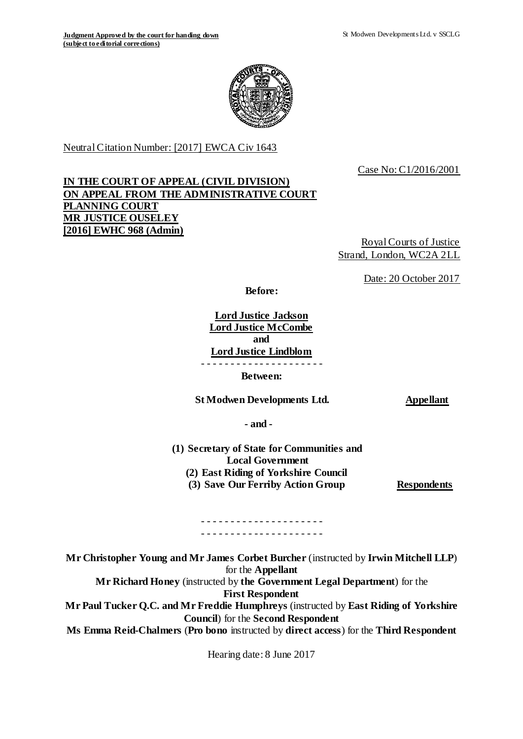Neutral Citation Number: [2017] EWCA Civ 1643

Case No: C1/2016/2001

**IN THE COURT OF APPEAL (CIVIL DIVISION)**
**ON APPEAL FROM THE ADMINISTRATIVE COURT**
**PLANNING COURT**
**MR JUSTICE OUSELEY**
**[2016] EWHC 968 (Admin)**

Royal Courts of Justice
Strand, London, WC2A 2LL

Date: 20 October 2017

**Before:**

**Lord Justice Jackson**
**Lord Justice McCombe**
**and**
**Lord Justice Lindblom**

- - - - - - - - - - - - - - - - - - - - -

**Between:**

| | |
|---|---|
| **St Modwen Developments Ltd.** | **Appellant** |
| **- and -** | |
| **(1) Secretary of State for Communities and Local Government** **(2) East Riding of Yorkshire Council** **(3) Save Our Ferriby Action Group** | **Respondents** |

- - - - - - - - - - - - - - - - - - - - -
- - - - - - - - - - - - - - - - - - - - -

**Mr Christopher Young and Mr James Corbet Burcher** (instructed by **Irwin Mitchell LLP**) for the **Appellant**
**Mr Richard Honey** (instructed by **the Government Legal Department**) for the **First Respondent**
**Mr Paul Tucker Q.C. and Mr Freddie Humphreys** (instructed by **East Riding of Yorkshire Council**) for the **Second Respondent**
**Ms Emma Reid-Chalmers** (**Pro bono** instructed by **direct access**) for the **Third Respondent**

Hearing date: 8 June 2017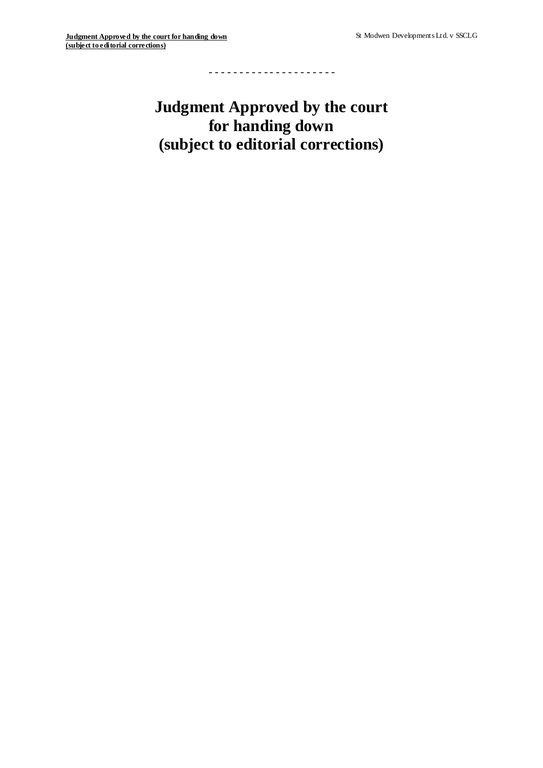- - - - - - - - - - - - - - - - - - - - -

# Judgment Approved by the court for handing down (subject to editorial corrections)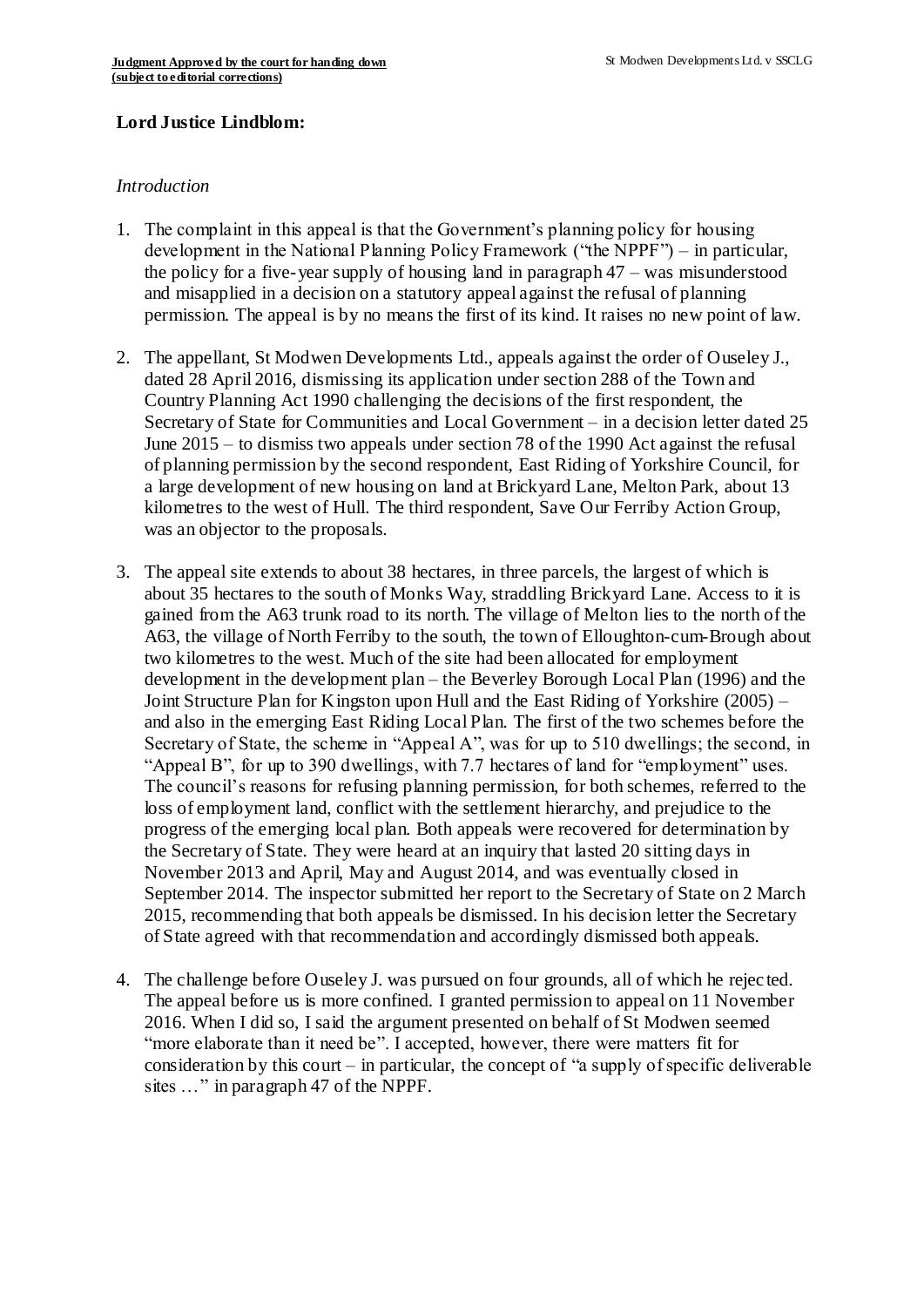**Lord Justice Lindblom:**

*Introduction*

1. The complaint in this appeal is that the Government's planning policy for housing development in the National Planning Policy Framework ("the NPPF") – in particular, the policy for a five-year supply of housing land in paragraph 47 – was misunderstood and misapplied in a decision on a statutory appeal against the refusal of planning permission. The appeal is by no means the first of its kind. It raises no new point of law.

2. The appellant, St Modwen Developments Ltd., appeals against the order of Ouseley J., dated 28 April 2016, dismissing its application under section 288 of the Town and Country Planning Act 1990 challenging the decisions of the first respondent, the Secretary of State for Communities and Local Government – in a decision letter dated 25 June 2015 – to dismiss two appeals under section 78 of the 1990 Act against the refusal of planning permission by the second respondent, East Riding of Yorkshire Council, for a large development of new housing on land at Brickyard Lane, Melton Park, about 13 kilometres to the west of Hull. The third respondent, Save Our Ferriby Action Group, was an objector to the proposals.

3. The appeal site extends to about 38 hectares, in three parcels, the largest of which is about 35 hectares to the south of Monks Way, straddling Brickyard Lane. Access to it is gained from the A63 trunk road to its north. The village of Melton lies to the north of the A63, the village of North Ferriby to the south, the town of Elloughton-cum-Brough about two kilometres to the west. Much of the site had been allocated for employment development in the development plan – the Beverley Borough Local Plan (1996) and the Joint Structure Plan for Kingston upon Hull and the East Riding of Yorkshire (2005) – and also in the emerging East Riding Local Plan. The first of the two schemes before the Secretary of State, the scheme in "Appeal A", was for up to 510 dwellings; the second, in "Appeal B", for up to 390 dwellings, with 7.7 hectares of land for "employment" uses. The council's reasons for refusing planning permission, for both schemes, referred to the loss of employment land, conflict with the settlement hierarchy, and prejudice to the progress of the emerging local plan. Both appeals were recovered for determination by the Secretary of State. They were heard at an inquiry that lasted 20 sitting days in November 2013 and April, May and August 2014, and was eventually closed in September 2014. The inspector submitted her report to the Secretary of State on 2 March 2015, recommending that both appeals be dismissed. In his decision letter the Secretary of State agreed with that recommendation and accordingly dismissed both appeals.

4. The challenge before Ouseley J. was pursued on four grounds, all of which he rejected. The appeal before us is more confined. I granted permission to appeal on 11 November 2016. When I did so, I said the argument presented on behalf of St Modwen seemed "more elaborate than it need be". I accepted, however, there were matters fit for consideration by this court – in particular, the concept of "a supply of specific deliverable sites …" in paragraph 47 of the NPPF.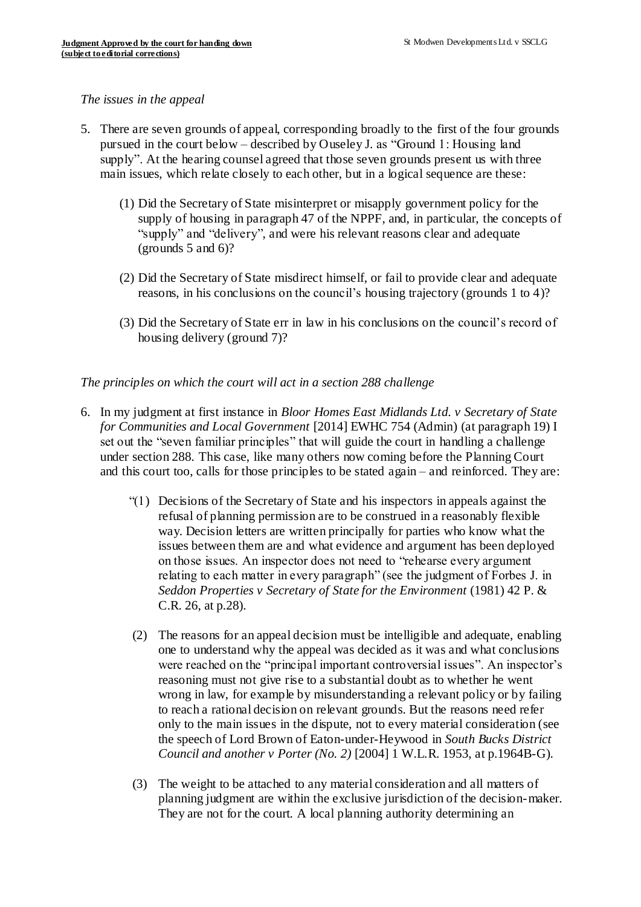*The issues in the appeal*

5. There are seven grounds of appeal, corresponding broadly to the first of the four grounds pursued in the court below – described by Ouseley J. as "Ground 1: Housing land supply". At the hearing counsel agreed that those seven grounds present us with three main issues, which relate closely to each other, but in a logical sequence are these:

   (1) Did the Secretary of State misinterpret or misapply government policy for the supply of housing in paragraph 47 of the NPPF, and, in particular, the concepts of "supply" and "delivery", and were his relevant reasons clear and adequate (grounds 5 and 6)?

   (2) Did the Secretary of State misdirect himself, or fail to provide clear and adequate reasons, in his conclusions on the council's housing trajectory (grounds 1 to 4)?

   (3) Did the Secretary of State err in law in his conclusions on the council's record of housing delivery (ground 7)?

*The principles on which the court will act in a section 288 challenge*

6. In my judgment at first instance in *Bloor Homes East Midlands Ltd. v Secretary of State for Communities and Local Government* [2014] EWHC 754 (Admin) (at paragraph 19) I set out the "seven familiar principles" that will guide the court in handling a challenge under section 288. This case, like many others now coming before the Planning Court and this court too, calls for those principles to be stated again – and reinforced. They are:

   "(1) Decisions of the Secretary of State and his inspectors in appeals against the refusal of planning permission are to be construed in a reasonably flexible way. Decision letters are written principally for parties who know what the issues between them are and what evidence and argument has been deployed on those issues. An inspector does not need to "rehearse every argument relating to each matter in every paragraph" (see the judgment of Forbes J. in *Seddon Properties v Secretary of State for the Environment* (1981) 42 P. & C.R. 26, at p.28).

   (2) The reasons for an appeal decision must be intelligible and adequate, enabling one to understand why the appeal was decided as it was and what conclusions were reached on the "principal important controversial issues". An inspector's reasoning must not give rise to a substantial doubt as to whether he went wrong in law, for example by misunderstanding a relevant policy or by failing to reach a rational decision on relevant grounds. But the reasons need refer only to the main issues in the dispute, not to every material consideration (see the speech of Lord Brown of Eaton-under-Heywood in *South Bucks District Council and another v Porter (No. 2)* [2004] 1 W.L.R. 1953, at p.1964B-G).

   (3) The weight to be attached to any material consideration and all matters of planning judgment are within the exclusive jurisdiction of the decision-maker. They are not for the court. A local planning authority determining an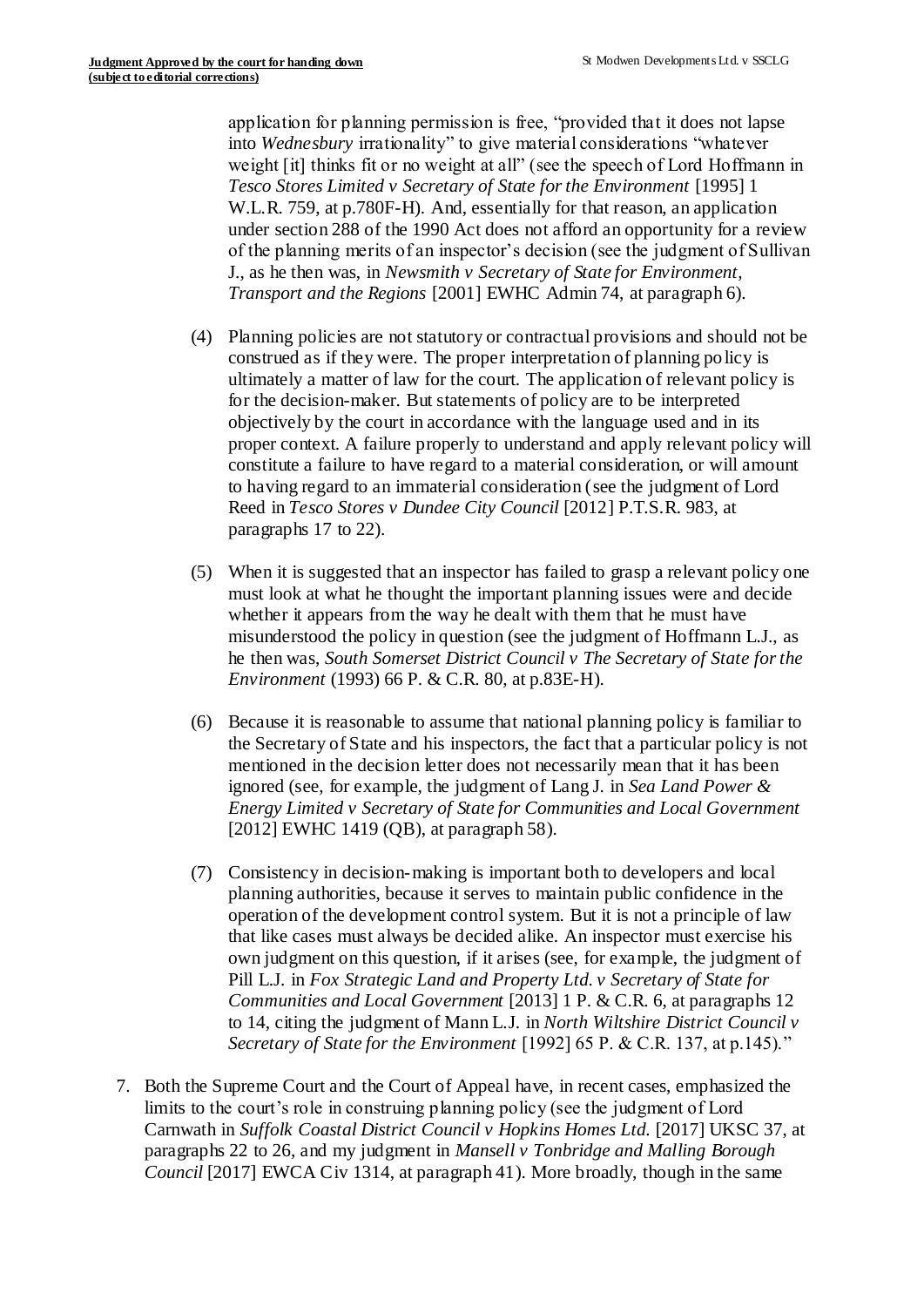application for planning permission is free, "provided that it does not lapse into *Wednesbury* irrationality" to give material considerations "whatever weight [it] thinks fit or no weight at all" (see the speech of Lord Hoffmann in *Tesco Stores Limited v Secretary of State for the Environment* [1995] 1 W.L.R. 759, at p.780F-H). And, essentially for that reason, an application under section 288 of the 1990 Act does not afford an opportunity for a review of the planning merits of an inspector's decision (see the judgment of Sullivan J., as he then was, in *Newsmith v Secretary of State for Environment, Transport and the Regions* [2001] EWHC Admin 74, at paragraph 6).

(4) Planning policies are not statutory or contractual provisions and should not be construed as if they were. The proper interpretation of planning policy is ultimately a matter of law for the court. The application of relevant policy is for the decision-maker. But statements of policy are to be interpreted objectively by the court in accordance with the language used and in its proper context. A failure properly to understand and apply relevant policy will constitute a failure to have regard to a material consideration, or will amount to having regard to an immaterial consideration (see the judgment of Lord Reed in *Tesco Stores v Dundee City Council* [2012] P.T.S.R. 983, at paragraphs 17 to 22).

(5) When it is suggested that an inspector has failed to grasp a relevant policy one must look at what he thought the important planning issues were and decide whether it appears from the way he dealt with them that he must have misunderstood the policy in question (see the judgment of Hoffmann L.J., as he then was, *South Somerset District Council v The Secretary of State for the Environment* (1993) 66 P. & C.R. 80, at p.83E-H).

(6) Because it is reasonable to assume that national planning policy is familiar to the Secretary of State and his inspectors, the fact that a particular policy is not mentioned in the decision letter does not necessarily mean that it has been ignored (see, for example, the judgment of Lang J. in *Sea Land Power & Energy Limited v Secretary of State for Communities and Local Government* [2012] EWHC 1419 (QB), at paragraph 58).

(7) Consistency in decision-making is important both to developers and local planning authorities, because it serves to maintain public confidence in the operation of the development control system. But it is not a principle of law that like cases must always be decided alike. An inspector must exercise his own judgment on this question, if it arises (see, for example, the judgment of Pill L.J. in *Fox Strategic Land and Property Ltd. v Secretary of State for Communities and Local Government* [2013] 1 P. & C.R. 6, at paragraphs 12 to 14, citing the judgment of Mann L.J. in *North Wiltshire District Council v Secretary of State for the Environment* [1992] 65 P. & C.R. 137, at p.145)."

7. Both the Supreme Court and the Court of Appeal have, in recent cases, emphasized the limits to the court's role in construing planning policy (see the judgment of Lord Carnwath in *Suffolk Coastal District Council v Hopkins Homes Ltd.* [2017] UKSC 37, at paragraphs 22 to 26, and my judgment in *Mansell v Tonbridge and Malling Borough Council* [2017] EWCA Civ 1314, at paragraph 41). More broadly, though in the same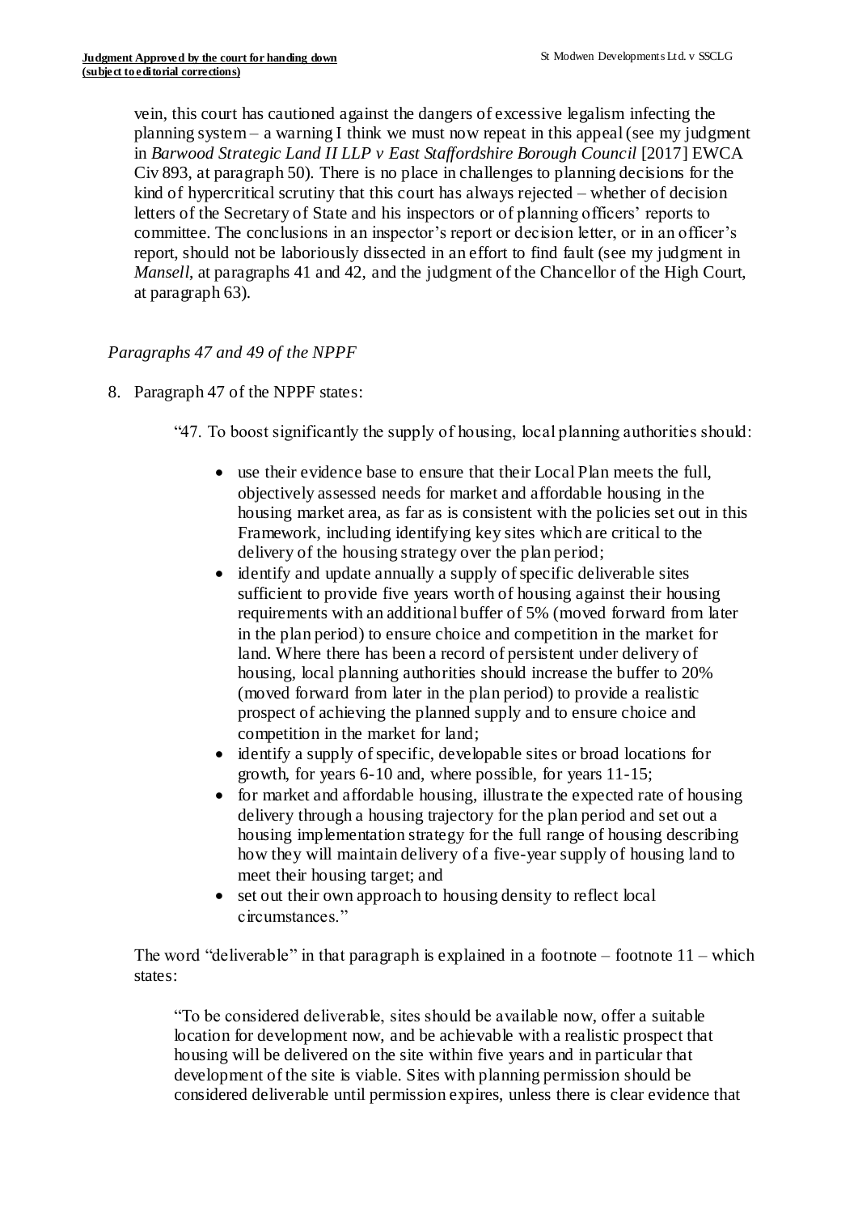vein, this court has cautioned against the dangers of excessive legalism infecting the planning system – a warning I think we must now repeat in this appeal (see my judgment in *Barwood Strategic Land II LLP v East Staffordshire Borough Council* [2017] EWCA Civ 893, at paragraph 50). There is no place in challenges to planning decisions for the kind of hypercritical scrutiny that this court has always rejected – whether of decision letters of the Secretary of State and his inspectors or of planning officers' reports to committee. The conclusions in an inspector's report or decision letter, or in an officer's report, should not be laboriously dissected in an effort to find fault (see my judgment in *Mansell*, at paragraphs 41 and 42, and the judgment of the Chancellor of the High Court, at paragraph 63).

### *Paragraphs 47 and 49 of the NPPF*

8. Paragraph 47 of the NPPF states:

> "47. To boost significantly the supply of housing, local planning authorities should:
>
> - use their evidence base to ensure that their Local Plan meets the full, objectively assessed needs for market and affordable housing in the housing market area, as far as is consistent with the policies set out in this Framework, including identifying key sites which are critical to the delivery of the housing strategy over the plan period;
> - identify and update annually a supply of specific deliverable sites sufficient to provide five years worth of housing against their housing requirements with an additional buffer of 5% (moved forward from later in the plan period) to ensure choice and competition in the market for land. Where there has been a record of persistent under delivery of housing, local planning authorities should increase the buffer to 20% (moved forward from later in the plan period) to provide a realistic prospect of achieving the planned supply and to ensure choice and competition in the market for land;
> - identify a supply of specific, developable sites or broad locations for growth, for years 6-10 and, where possible, for years 11-15;
> - for market and affordable housing, illustrate the expected rate of housing delivery through a housing trajectory for the plan period and set out a housing implementation strategy for the full range of housing describing how they will maintain delivery of a five-year supply of housing land to meet their housing target; and
> - set out their own approach to housing density to reflect local circumstances."

The word "deliverable" in that paragraph is explained in a footnote – footnote 11 – which states:

> "To be considered deliverable, sites should be available now, offer a suitable location for development now, and be achievable with a realistic prospect that housing will be delivered on the site within five years and in particular that development of the site is viable. Sites with planning permission should be considered deliverable until permission expires, unless there is clear evidence that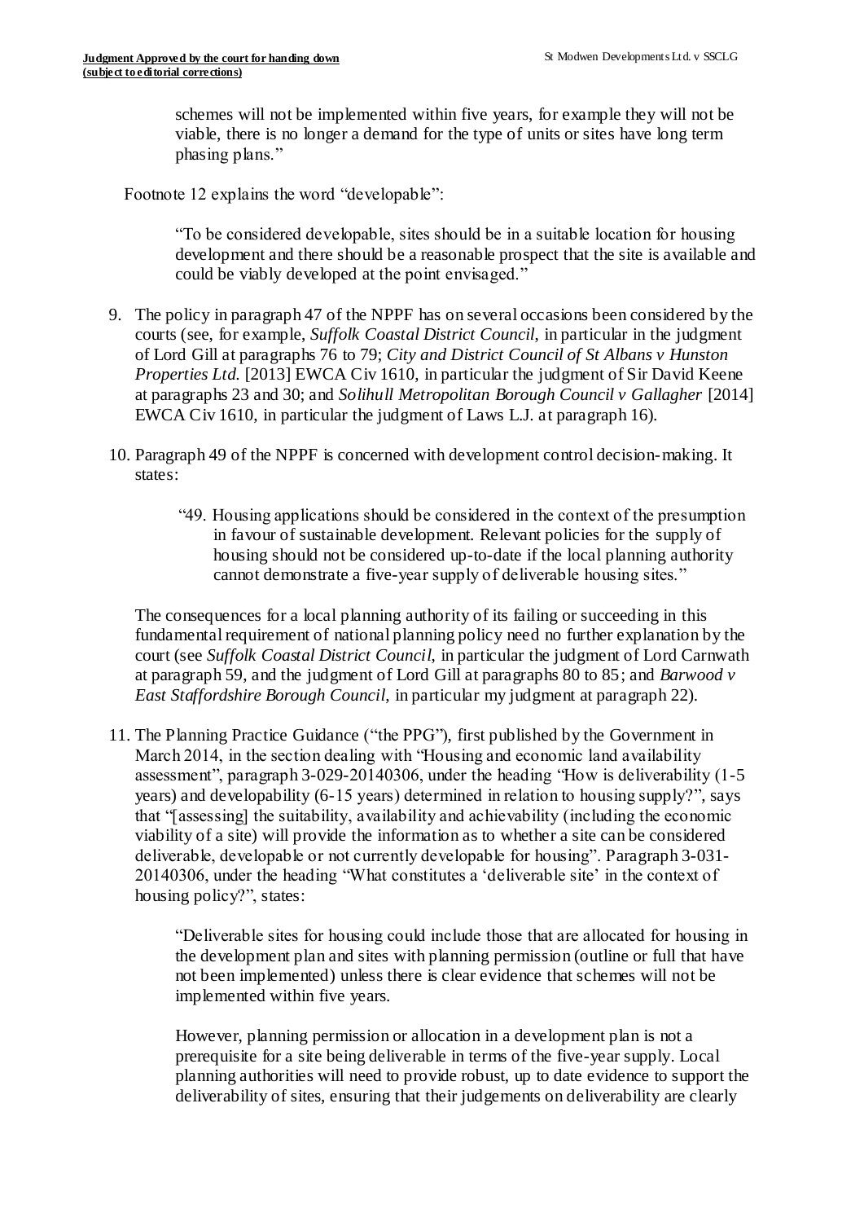schemes will not be implemented within five years, for example they will not be viable, there is no longer a demand for the type of units or sites have long term phasing plans."

Footnote 12 explains the word "developable":

> "To be considered developable, sites should be in a suitable location for housing development and there should be a reasonable prospect that the site is available and could be viably developed at the point envisaged."

9. The policy in paragraph 47 of the NPPF has on several occasions been considered by the courts (see, for example, *Suffolk Coastal District Council*, in particular in the judgment of Lord Gill at paragraphs 76 to 79; *City and District Council of St Albans v Hunston Properties Ltd.* [2013] EWCA Civ 1610, in particular the judgment of Sir David Keene at paragraphs 23 and 30; and *Solihull Metropolitan Borough Council v Gallagher* [2014] EWCA Civ 1610, in particular the judgment of Laws L.J. at paragraph 16).

10. Paragraph 49 of the NPPF is concerned with development control decision-making. It states:

> "49. Housing applications should be considered in the context of the presumption in favour of sustainable development. Relevant policies for the supply of housing should not be considered up-to-date if the local planning authority cannot demonstrate a five-year supply of deliverable housing sites."

The consequences for a local planning authority of its failing or succeeding in this fundamental requirement of national planning policy need no further explanation by the court (see *Suffolk Coastal District Council*, in particular the judgment of Lord Carnwath at paragraph 59, and the judgment of Lord Gill at paragraphs 80 to 85; and *Barwood v East Staffordshire Borough Council*, in particular my judgment at paragraph 22).

11. The Planning Practice Guidance ("the PPG"), first published by the Government in March 2014, in the section dealing with "Housing and economic land availability assessment", paragraph 3-029-20140306, under the heading "How is deliverability (1-5 years) and developability (6-15 years) determined in relation to housing supply?", says that "[assessing] the suitability, availability and achievability (including the economic viability of a site) will provide the information as to whether a site can be considered deliverable, developable or not currently developable for housing". Paragraph 3-031-20140306, under the heading "What constitutes a 'deliverable site' in the context of housing policy?", states:

> "Deliverable sites for housing could include those that are allocated for housing in the development plan and sites with planning permission (outline or full that have not been implemented) unless there is clear evidence that schemes will not be implemented within five years.
>
> However, planning permission or allocation in a development plan is not a prerequisite for a site being deliverable in terms of the five-year supply. Local planning authorities will need to provide robust, up to date evidence to support the deliverability of sites, ensuring that their judgements on deliverability are clearly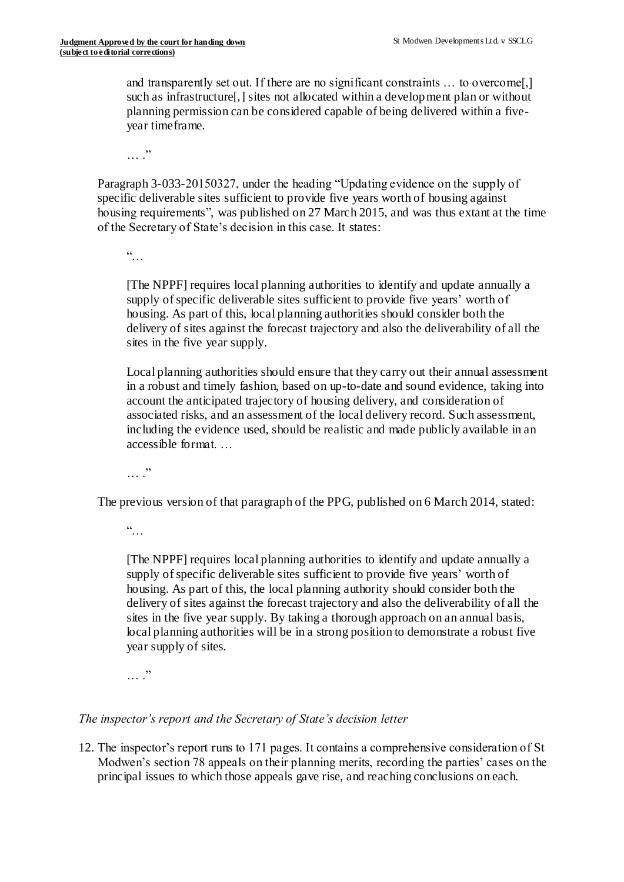> and transparently set out. If there are no significant constraints … to overcome[,] such as infrastructure[,] sites not allocated within a development plan or without planning permission can be considered capable of being delivered within a five-year timeframe.
>
> … ."

Paragraph 3-033-20150327, under the heading "Updating evidence on the supply of specific deliverable sites sufficient to provide five years worth of housing against housing requirements", was published on 27 March 2015, and was thus extant at the time of the Secretary of State's decision in this case. It states:

> "…
>
> [The NPPF] requires local planning authorities to identify and update annually a supply of specific deliverable sites sufficient to provide five years' worth of housing. As part of this, local planning authorities should consider both the delivery of sites against the forecast trajectory and also the deliverability of all the sites in the five year supply.
>
> Local planning authorities should ensure that they carry out their annual assessment in a robust and timely fashion, based on up-to-date and sound evidence, taking into account the anticipated trajectory of housing delivery, and consideration of associated risks, and an assessment of the local delivery record. Such assessment, including the evidence used, should be realistic and made publicly available in an accessible format. …
>
> … ."

The previous version of that paragraph of the PPG, published on 6 March 2014, stated:

> "…
>
> [The NPPF] requires local planning authorities to identify and update annually a supply of specific deliverable sites sufficient to provide five years' worth of housing. As part of this, the local planning authority should consider both the delivery of sites against the forecast trajectory and also the deliverability of all the sites in the five year supply. By taking a thorough approach on an annual basis, local planning authorities will be in a strong position to demonstrate a robust five year supply of sites.
>
> … ."

*The inspector's report and the Secretary of State's decision letter*

12. The inspector's report runs to 171 pages. It contains a comprehensive consideration of St Modwen's section 78 appeals on their planning merits, recording the parties' cases on the principal issues to which those appeals gave rise, and reaching conclusions on each.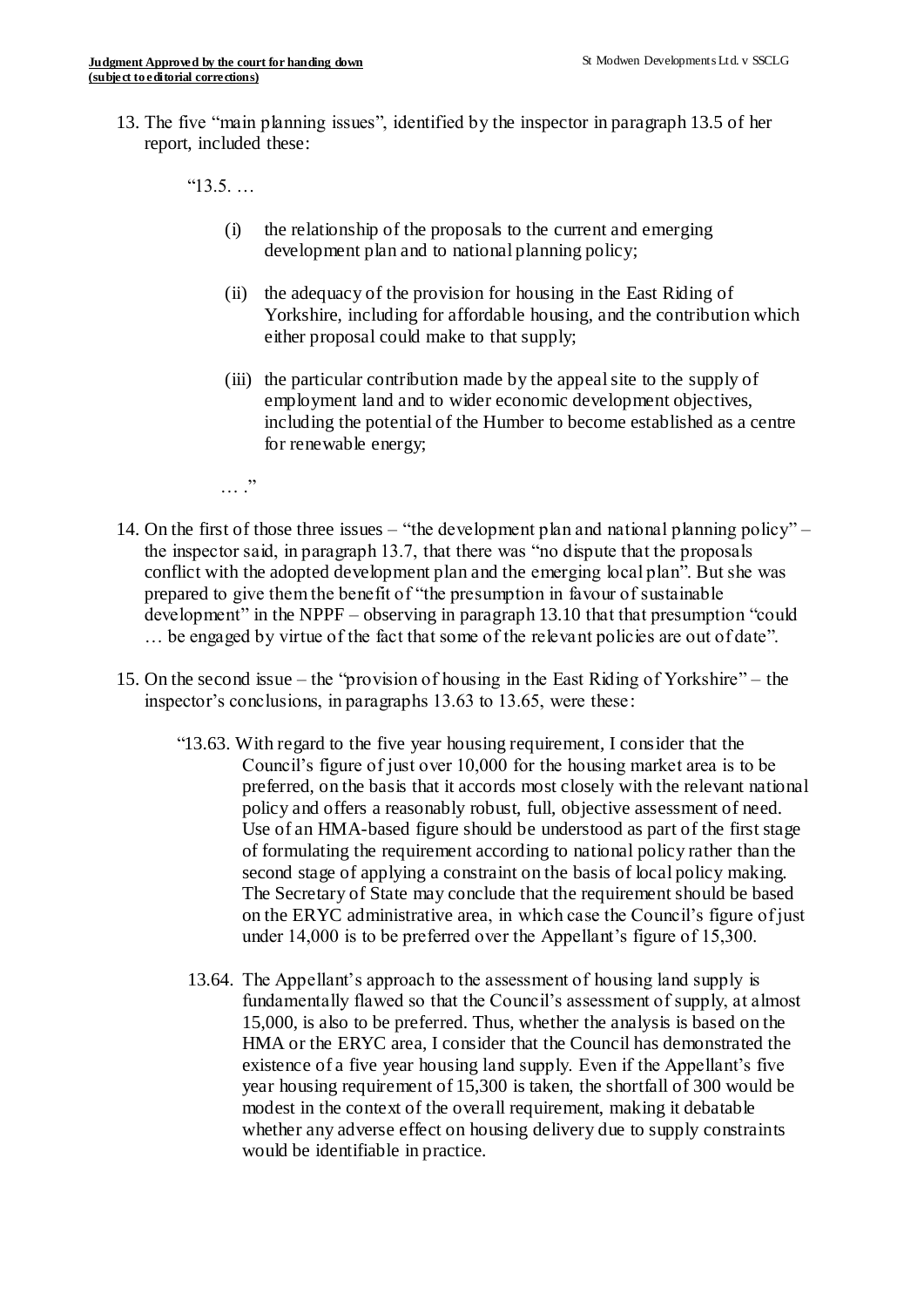13. The five "main planning issues", identified by the inspector in paragraph 13.5 of her report, included these:

    "13.5. …

    (i) the relationship of the proposals to the current and emerging development plan and to national planning policy;

    (ii) the adequacy of the provision for housing in the East Riding of Yorkshire, including for affordable housing, and the contribution which either proposal could make to that supply;

    (iii) the particular contribution made by the appeal site to the supply of employment land and to wider economic development objectives, including the potential of the Humber to become established as a centre for renewable energy;

    … ."

14. On the first of those three issues – "the development plan and national planning policy" – the inspector said, in paragraph 13.7, that there was "no dispute that the proposals conflict with the adopted development plan and the emerging local plan". But she was prepared to give them the benefit of "the presumption in favour of sustainable development" in the NPPF – observing in paragraph 13.10 that that presumption "could … be engaged by virtue of the fact that some of the relevant policies are out of date".

15. On the second issue – the "provision of housing in the East Riding of Yorkshire" – the inspector's conclusions, in paragraphs 13.63 to 13.65, were these:

    "13.63. With regard to the five year housing requirement, I consider that the Council's figure of just over 10,000 for the housing market area is to be preferred, on the basis that it accords most closely with the relevant national policy and offers a reasonably robust, full, objective assessment of need. Use of an HMA-based figure should be understood as part of the first stage of formulating the requirement according to national policy rather than the second stage of applying a constraint on the basis of local policy making. The Secretary of State may conclude that the requirement should be based on the ERYC administrative area, in which case the Council's figure of just under 14,000 is to be preferred over the Appellant's figure of 15,300.

    13.64. The Appellant's approach to the assessment of housing land supply is fundamentally flawed so that the Council's assessment of supply, at almost 15,000, is also to be preferred. Thus, whether the analysis is based on the HMA or the ERYC area, I consider that the Council has demonstrated the existence of a five year housing land supply. Even if the Appellant's five year housing requirement of 15,300 is taken, the shortfall of 300 would be modest in the context of the overall requirement, making it debatable whether any adverse effect on housing delivery due to supply constraints would be identifiable in practice.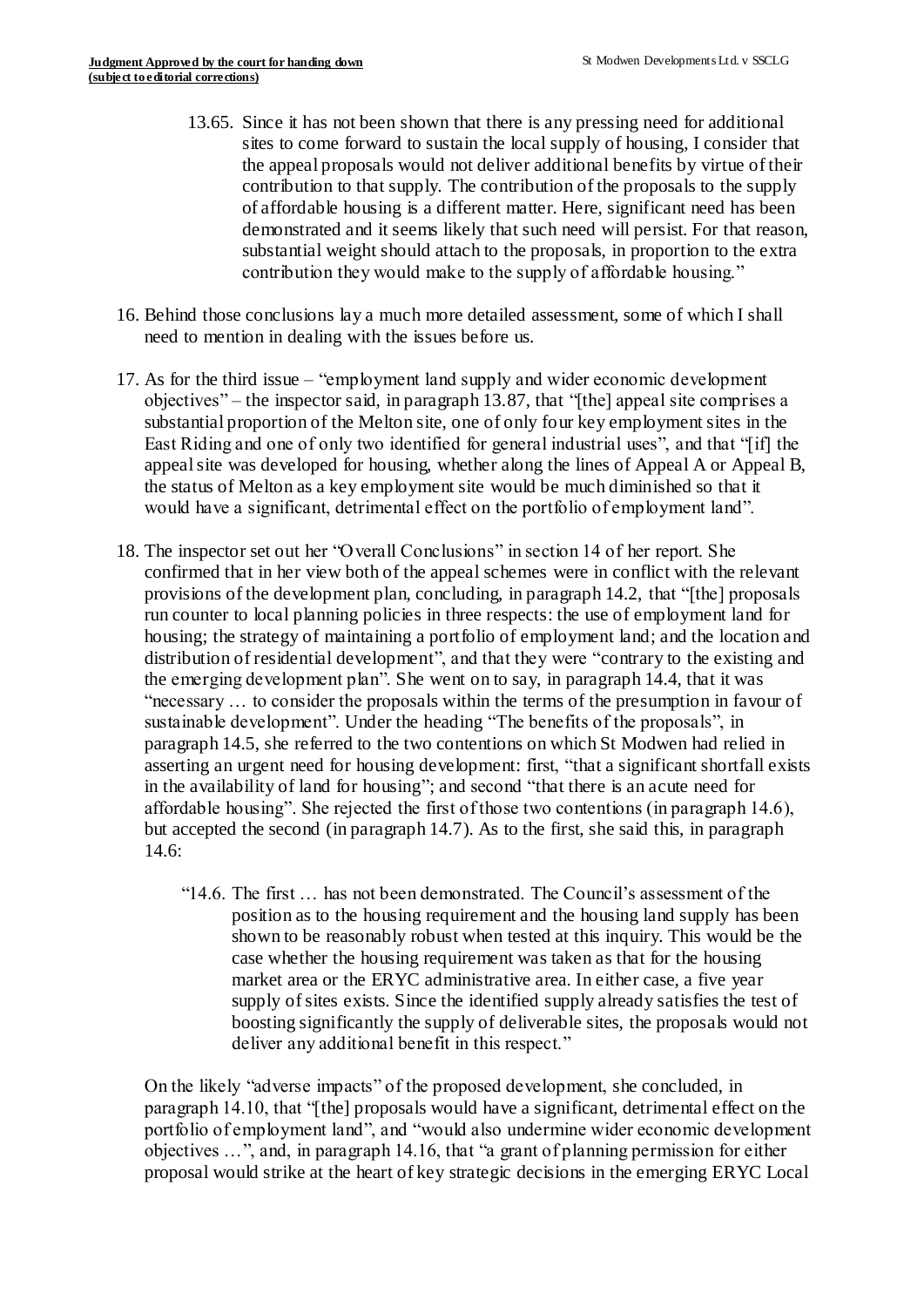> 13.65. Since it has not been shown that there is any pressing need for additional sites to come forward to sustain the local supply of housing, I consider that the appeal proposals would not deliver additional benefits by virtue of their contribution to that supply. The contribution of the proposals to the supply of affordable housing is a different matter. Here, significant need has been demonstrated and it seems likely that such need will persist. For that reason, substantial weight should attach to the proposals, in proportion to the extra contribution they would make to the supply of affordable housing."

16. Behind those conclusions lay a much more detailed assessment, some of which I shall need to mention in dealing with the issues before us.

17. As for the third issue – "employment land supply and wider economic development objectives" – the inspector said, in paragraph 13.87, that "[the] appeal site comprises a substantial proportion of the Melton site, one of only four key employment sites in the East Riding and one of only two identified for general industrial uses", and that "[if] the appeal site was developed for housing, whether along the lines of Appeal A or Appeal B, the status of Melton as a key employment site would be much diminished so that it would have a significant, detrimental effect on the portfolio of employment land".

18. The inspector set out her "Overall Conclusions" in section 14 of her report. She confirmed that in her view both of the appeal schemes were in conflict with the relevant provisions of the development plan, concluding, in paragraph 14.2, that "[the] proposals run counter to local planning policies in three respects: the use of employment land for housing; the strategy of maintaining a portfolio of employment land; and the location and distribution of residential development", and that they were "contrary to the existing and the emerging development plan". She went on to say, in paragraph 14.4, that it was "necessary … to consider the proposals within the terms of the presumption in favour of sustainable development". Under the heading "The benefits of the proposals", in paragraph 14.5, she referred to the two contentions on which St Modwen had relied in asserting an urgent need for housing development: first, "that a significant shortfall exists in the availability of land for housing"; and second "that there is an acute need for affordable housing". She rejected the first of those two contentions (in paragraph 14.6), but accepted the second (in paragraph 14.7). As to the first, she said this, in paragraph 14.6:

> "14.6. The first … has not been demonstrated. The Council's assessment of the position as to the housing requirement and the housing land supply has been shown to be reasonably robust when tested at this inquiry. This would be the case whether the housing requirement was taken as that for the housing market area or the ERYC administrative area. In either case, a five year supply of sites exists. Since the identified supply already satisfies the test of boosting significantly the supply of deliverable sites, the proposals would not deliver any additional benefit in this respect."

On the likely "adverse impacts" of the proposed development, she concluded, in paragraph 14.10, that "[the] proposals would have a significant, detrimental effect on the portfolio of employment land", and "would also undermine wider economic development objectives …", and, in paragraph 14.16, that "a grant of planning permission for either proposal would strike at the heart of key strategic decisions in the emerging ERYC Local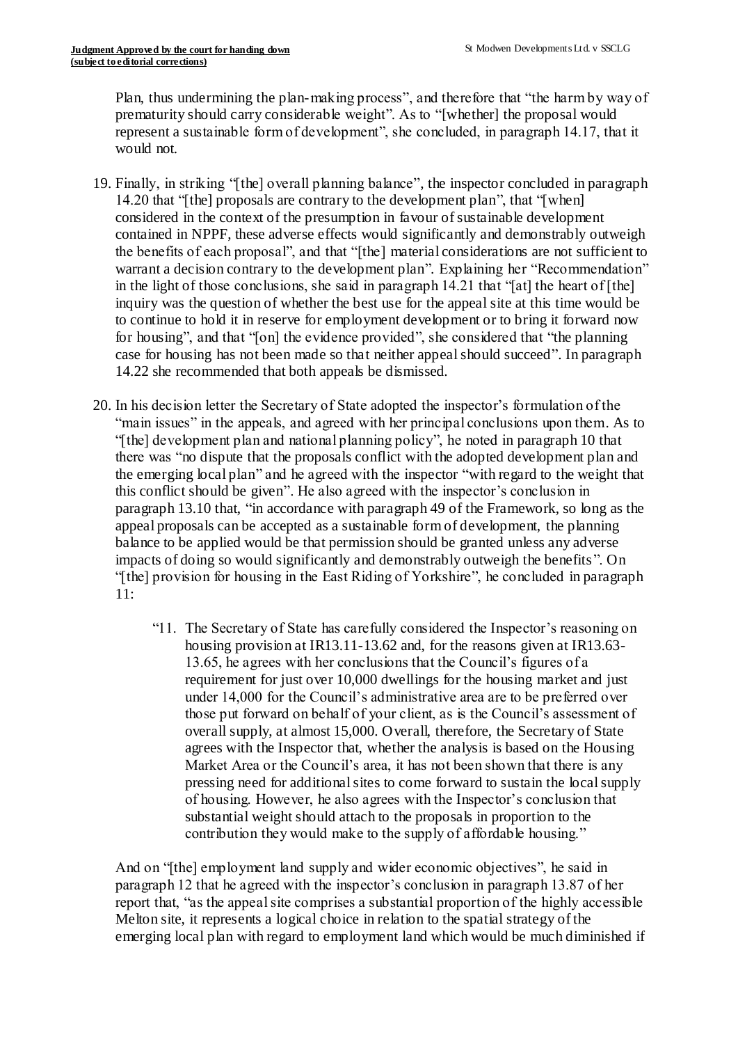Plan, thus undermining the plan-making process", and therefore that "the harm by way of prematurity should carry considerable weight". As to "[whether] the proposal would represent a sustainable form of development", she concluded, in paragraph 14.17, that it would not.

19. Finally, in striking "[the] overall planning balance", the inspector concluded in paragraph 14.20 that "[the] proposals are contrary to the development plan", that "[when] considered in the context of the presumption in favour of sustainable development contained in NPPF, these adverse effects would significantly and demonstrably outweigh the benefits of each proposal", and that "[the] material considerations are not sufficient to warrant a decision contrary to the development plan". Explaining her "Recommendation" in the light of those conclusions, she said in paragraph 14.21 that "[at] the heart of [the] inquiry was the question of whether the best use for the appeal site at this time would be to continue to hold it in reserve for employment development or to bring it forward now for housing", and that "[on] the evidence provided", she considered that "the planning case for housing has not been made so that neither appeal should succeed". In paragraph 14.22 she recommended that both appeals be dismissed.

20. In his decision letter the Secretary of State adopted the inspector's formulation of the "main issues" in the appeals, and agreed with her principal conclusions upon them. As to "[the] development plan and national planning policy", he noted in paragraph 10 that there was "no dispute that the proposals conflict with the adopted development plan and the emerging local plan" and he agreed with the inspector "with regard to the weight that this conflict should be given". He also agreed with the inspector's conclusion in paragraph 13.10 that, "in accordance with paragraph 49 of the Framework, so long as the appeal proposals can be accepted as a sustainable form of development, the planning balance to be applied would be that permission should be granted unless any adverse impacts of doing so would significantly and demonstrably outweigh the benefits". On "[the] provision for housing in the East Riding of Yorkshire", he concluded in paragraph 11:

> "11. The Secretary of State has carefully considered the Inspector's reasoning on housing provision at IR13.11-13.62 and, for the reasons given at IR13.63-13.65, he agrees with her conclusions that the Council's figures of a requirement for just over 10,000 dwellings for the housing market and just under 14,000 for the Council's administrative area are to be preferred over those put forward on behalf of your client, as is the Council's assessment of overall supply, at almost 15,000. Overall, therefore, the Secretary of State agrees with the Inspector that, whether the analysis is based on the Housing Market Area or the Council's area, it has not been shown that there is any pressing need for additional sites to come forward to sustain the local supply of housing. However, he also agrees with the Inspector's conclusion that substantial weight should attach to the proposals in proportion to the contribution they would make to the supply of affordable housing."

And on "[the] employment land supply and wider economic objectives", he said in paragraph 12 that he agreed with the inspector's conclusion in paragraph 13.87 of her report that, "as the appeal site comprises a substantial proportion of the highly accessible Melton site, it represents a logical choice in relation to the spatial strategy of the emerging local plan with regard to employment land which would be much diminished if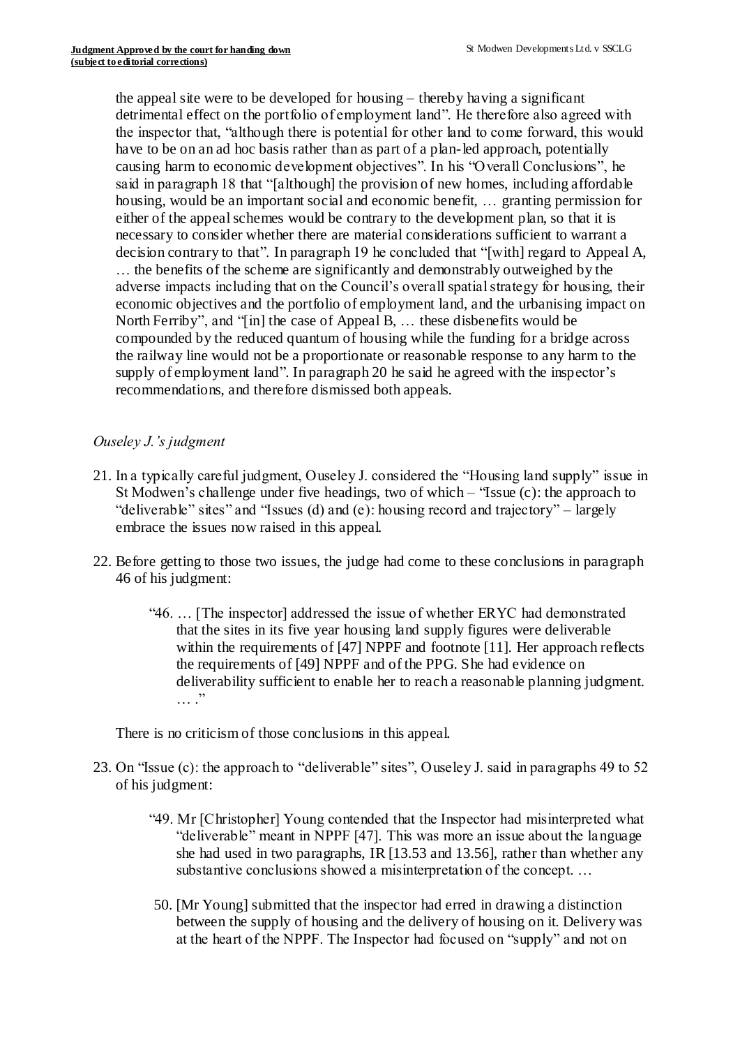the appeal site were to be developed for housing – thereby having a significant detrimental effect on the portfolio of employment land". He therefore also agreed with the inspector that, "although there is potential for other land to come forward, this would have to be on an ad hoc basis rather than as part of a plan-led approach, potentially causing harm to economic development objectives". In his "Overall Conclusions", he said in paragraph 18 that "[although] the provision of new homes, including affordable housing, would be an important social and economic benefit, … granting permission for either of the appeal schemes would be contrary to the development plan, so that it is necessary to consider whether there are material considerations sufficient to warrant a decision contrary to that". In paragraph 19 he concluded that "[with] regard to Appeal A, … the benefits of the scheme are significantly and demonstrably outweighed by the adverse impacts including that on the Council's overall spatial strategy for housing, their economic objectives and the portfolio of employment land, and the urbanising impact on North Ferriby", and "[in] the case of Appeal B, … these disbenefits would be compounded by the reduced quantum of housing while the funding for a bridge across the railway line would not be a proportionate or reasonable response to any harm to the supply of employment land". In paragraph 20 he said he agreed with the inspector's recommendations, and therefore dismissed both appeals.

*Ouseley J.'s judgment*

21. In a typically careful judgment, Ouseley J. considered the "Housing land supply" issue in St Modwen's challenge under five headings, two of which – "Issue (c): the approach to "deliverable" sites" and "Issues (d) and (e): housing record and trajectory" – largely embrace the issues now raised in this appeal.

22. Before getting to those two issues, the judge had come to these conclusions in paragraph 46 of his judgment:

    "46. … [The inspector] addressed the issue of whether ERYC had demonstrated that the sites in its five year housing land supply figures were deliverable within the requirements of [47] NPPF and footnote [11]. Her approach reflects the requirements of [49] NPPF and of the PPG. She had evidence on deliverability sufficient to enable her to reach a reasonable planning judgment. … ."

    There is no criticism of those conclusions in this appeal.

23. On "Issue (c): the approach to "deliverable" sites", Ouseley J. said in paragraphs 49 to 52 of his judgment:

    "49. Mr [Christopher] Young contended that the Inspector had misinterpreted what "deliverable" meant in NPPF [47]. This was more an issue about the language she had used in two paragraphs, IR [13.53 and 13.56], rather than whether any substantive conclusions showed a misinterpretation of the concept. …

    50. [Mr Young] submitted that the inspector had erred in drawing a distinction between the supply of housing and the delivery of housing on it. Delivery was at the heart of the NPPF. The Inspector had focused on "supply" and not on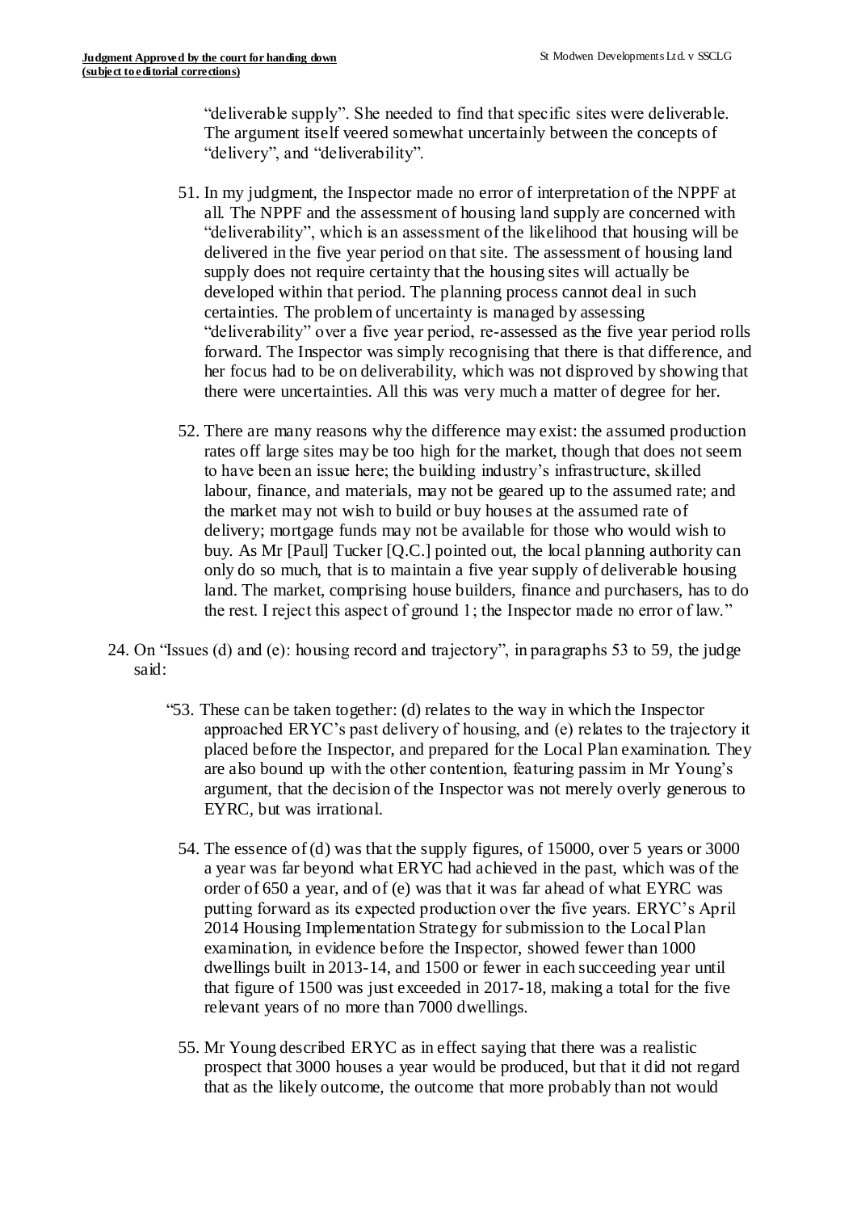"deliverable supply". She needed to find that specific sites were deliverable. The argument itself veered somewhat uncertainly between the concepts of "delivery", and "deliverability".

51. In my judgment, the Inspector made no error of interpretation of the NPPF at all. The NPPF and the assessment of housing land supply are concerned with "deliverability", which is an assessment of the likelihood that housing will be delivered in the five year period on that site. The assessment of housing land supply does not require certainty that the housing sites will actually be developed within that period. The planning process cannot deal in such certainties. The problem of uncertainty is managed by assessing "deliverability" over a five year period, re-assessed as the five year period rolls forward. The Inspector was simply recognising that there is that difference, and her focus had to be on deliverability, which was not disproved by showing that there were uncertainties. All this was very much a matter of degree for her.

52. There are many reasons why the difference may exist: the assumed production rates off large sites may be too high for the market, though that does not seem to have been an issue here; the building industry's infrastructure, skilled labour, finance, and materials, may not be geared up to the assumed rate; and the market may not wish to build or buy houses at the assumed rate of delivery; mortgage funds may not be available for those who would wish to buy. As Mr [Paul] Tucker [Q.C.] pointed out, the local planning authority can only do so much, that is to maintain a five year supply of deliverable housing land. The market, comprising house builders, finance and purchasers, has to do the rest. I reject this aspect of ground 1; the Inspector made no error of law."

24. On "Issues (d) and (e): housing record and trajectory", in paragraphs 53 to 59, the judge said:

"53. These can be taken together: (d) relates to the way in which the Inspector approached ERYC's past delivery of housing, and (e) relates to the trajectory it placed before the Inspector, and prepared for the Local Plan examination. They are also bound up with the other contention, featuring passim in Mr Young's argument, that the decision of the Inspector was not merely overly generous to EYRC, but was irrational.

54. The essence of (d) was that the supply figures, of 15000, over 5 years or 3000 a year was far beyond what ERYC had achieved in the past, which was of the order of 650 a year, and of (e) was that it was far ahead of what EYRC was putting forward as its expected production over the five years. ERYC's April 2014 Housing Implementation Strategy for submission to the Local Plan examination, in evidence before the Inspector, showed fewer than 1000 dwellings built in 2013-14, and 1500 or fewer in each succeeding year until that figure of 1500 was just exceeded in 2017-18, making a total for the five relevant years of no more than 7000 dwellings.

55. Mr Young described ERYC as in effect saying that there was a realistic prospect that 3000 houses a year would be produced, but that it did not regard that as the likely outcome, the outcome that more probably than not would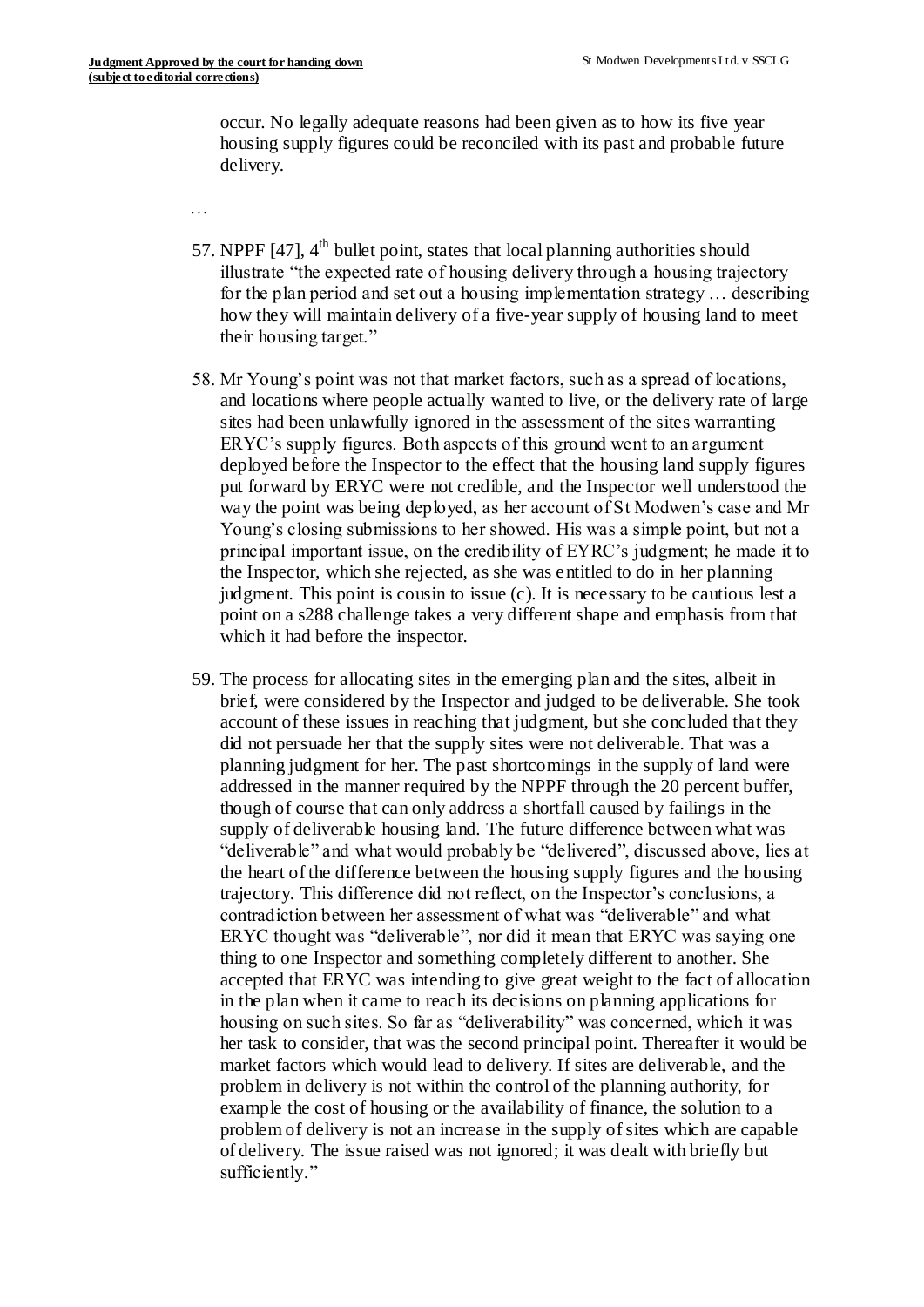occur. No legally adequate reasons had been given as to how its five year housing supply figures could be reconciled with its past and probable future delivery.

…

57. NPPF [47], 4th bullet point, states that local planning authorities should illustrate "the expected rate of housing delivery through a housing trajectory for the plan period and set out a housing implementation strategy … describing how they will maintain delivery of a five-year supply of housing land to meet their housing target."

58. Mr Young's point was not that market factors, such as a spread of locations, and locations where people actually wanted to live, or the delivery rate of large sites had been unlawfully ignored in the assessment of the sites warranting ERYC's supply figures. Both aspects of this ground went to an argument deployed before the Inspector to the effect that the housing land supply figures put forward by ERYC were not credible, and the Inspector well understood the way the point was being deployed, as her account of St Modwen's case and Mr Young's closing submissions to her showed. His was a simple point, but not a principal important issue, on the credibility of EYRC's judgment; he made it to the Inspector, which she rejected, as she was entitled to do in her planning judgment. This point is cousin to issue (c). It is necessary to be cautious lest a point on a s288 challenge takes a very different shape and emphasis from that which it had before the inspector.

59. The process for allocating sites in the emerging plan and the sites, albeit in brief, were considered by the Inspector and judged to be deliverable. She took account of these issues in reaching that judgment, but she concluded that they did not persuade her that the supply sites were not deliverable. That was a planning judgment for her. The past shortcomings in the supply of land were addressed in the manner required by the NPPF through the 20 percent buffer, though of course that can only address a shortfall caused by failings in the supply of deliverable housing land. The future difference between what was "deliverable" and what would probably be "delivered", discussed above, lies at the heart of the difference between the housing supply figures and the housing trajectory. This difference did not reflect, on the Inspector's conclusions, a contradiction between her assessment of what was "deliverable" and what ERYC thought was "deliverable", nor did it mean that ERYC was saying one thing to one Inspector and something completely different to another. She accepted that ERYC was intending to give great weight to the fact of allocation in the plan when it came to reach its decisions on planning applications for housing on such sites. So far as "deliverability" was concerned, which it was her task to consider, that was the second principal point. Thereafter it would be market factors which would lead to delivery. If sites are deliverable, and the problem in delivery is not within the control of the planning authority, for example the cost of housing or the availability of finance, the solution to a problem of delivery is not an increase in the supply of sites which are capable of delivery. The issue raised was not ignored; it was dealt with briefly but sufficiently."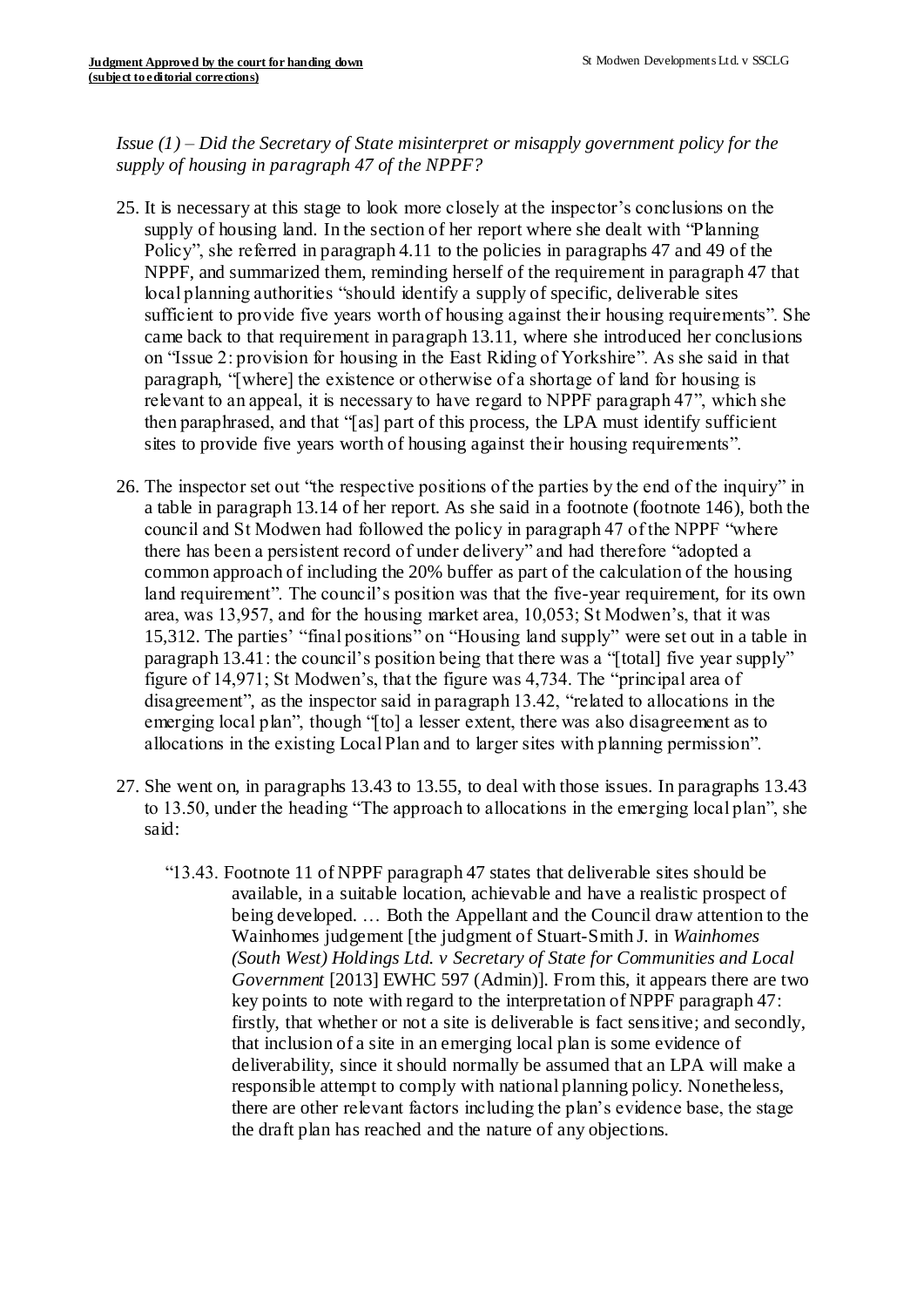*Issue (1) – Did the Secretary of State misinterpret or misapply government policy for the supply of housing in paragraph 47 of the NPPF?*

25. It is necessary at this stage to look more closely at the inspector's conclusions on the supply of housing land. In the section of her report where she dealt with "Planning Policy", she referred in paragraph 4.11 to the policies in paragraphs 47 and 49 of the NPPF, and summarized them, reminding herself of the requirement in paragraph 47 that local planning authorities "should identify a supply of specific, deliverable sites sufficient to provide five years worth of housing against their housing requirements". She came back to that requirement in paragraph 13.11, where she introduced her conclusions on "Issue 2: provision for housing in the East Riding of Yorkshire". As she said in that paragraph, "[where] the existence or otherwise of a shortage of land for housing is relevant to an appeal, it is necessary to have regard to NPPF paragraph 47", which she then paraphrased, and that "[as] part of this process, the LPA must identify sufficient sites to provide five years worth of housing against their housing requirements".

26. The inspector set out "the respective positions of the parties by the end of the inquiry" in a table in paragraph 13.14 of her report. As she said in a footnote (footnote 146), both the council and St Modwen had followed the policy in paragraph 47 of the NPPF "where there has been a persistent record of under delivery" and had therefore "adopted a common approach of including the 20% buffer as part of the calculation of the housing land requirement". The council's position was that the five-year requirement, for its own area, was 13,957, and for the housing market area, 10,053; St Modwen's, that it was 15,312. The parties' "final positions" on "Housing land supply" were set out in a table in paragraph 13.41: the council's position being that there was a "[total] five year supply" figure of 14,971; St Modwen's, that the figure was 4,734. The "principal area of disagreement", as the inspector said in paragraph 13.42, "related to allocations in the emerging local plan", though "[to] a lesser extent, there was also disagreement as to allocations in the existing Local Plan and to larger sites with planning permission".

27. She went on, in paragraphs 13.43 to 13.55, to deal with those issues. In paragraphs 13.43 to 13.50, under the heading "The approach to allocations in the emerging local plan", she said:

   "13.43. Footnote 11 of NPPF paragraph 47 states that deliverable sites should be available, in a suitable location, achievable and have a realistic prospect of being developed. … Both the Appellant and the Council draw attention to the Wainhomes judgement [the judgment of Stuart-Smith J. in *Wainhomes (South West) Holdings Ltd. v Secretary of State for Communities and Local Government* [2013] EWHC 597 (Admin)]. From this, it appears there are two key points to note with regard to the interpretation of NPPF paragraph 47: firstly, that whether or not a site is deliverable is fact sensitive; and secondly, that inclusion of a site in an emerging local plan is some evidence of deliverability, since it should normally be assumed that an LPA will make a responsible attempt to comply with national planning policy. Nonetheless, there are other relevant factors including the plan's evidence base, the stage the draft plan has reached and the nature of any objections.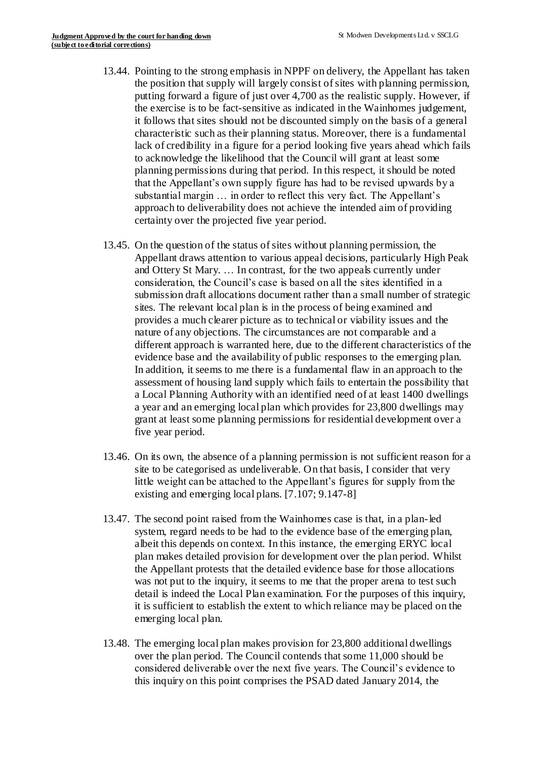13.44. Pointing to the strong emphasis in NPPF on delivery, the Appellant has taken the position that supply will largely consist of sites with planning permission, putting forward a figure of just over 4,700 as the realistic supply. However, if the exercise is to be fact-sensitive as indicated in the Wainhomes judgement, it follows that sites should not be discounted simply on the basis of a general characteristic such as their planning status. Moreover, there is a fundamental lack of credibility in a figure for a period looking five years ahead which fails to acknowledge the likelihood that the Council will grant at least some planning permissions during that period. In this respect, it should be noted that the Appellant's own supply figure has had to be revised upwards by a substantial margin … in order to reflect this very fact. The Appellant's approach to deliverability does not achieve the intended aim of providing certainty over the projected five year period.

13.45. On the question of the status of sites without planning permission, the Appellant draws attention to various appeal decisions, particularly High Peak and Ottery St Mary. … In contrast, for the two appeals currently under consideration, the Council's case is based on all the sites identified in a submission draft allocations document rather than a small number of strategic sites. The relevant local plan is in the process of being examined and provides a much clearer picture as to technical or viability issues and the nature of any objections. The circumstances are not comparable and a different approach is warranted here, due to the different characteristics of the evidence base and the availability of public responses to the emerging plan. In addition, it seems to me there is a fundamental flaw in an approach to the assessment of housing land supply which fails to entertain the possibility that a Local Planning Authority with an identified need of at least 1400 dwellings a year and an emerging local plan which provides for 23,800 dwellings may grant at least some planning permissions for residential development over a five year period.

13.46. On its own, the absence of a planning permission is not sufficient reason for a site to be categorised as undeliverable. On that basis, I consider that very little weight can be attached to the Appellant's figures for supply from the existing and emerging local plans. [7.107; 9.147-8]

13.47. The second point raised from the Wainhomes case is that, in a plan-led system, regard needs to be had to the evidence base of the emerging plan, albeit this depends on context. In this instance, the emerging ERYC local plan makes detailed provision for development over the plan period. Whilst the Appellant protests that the detailed evidence base for those allocations was not put to the inquiry, it seems to me that the proper arena to test such detail is indeed the Local Plan examination. For the purposes of this inquiry, it is sufficient to establish the extent to which reliance may be placed on the emerging local plan.

13.48. The emerging local plan makes provision for 23,800 additional dwellings over the plan period. The Council contends that some 11,000 should be considered deliverable over the next five years. The Council's evidence to this inquiry on this point comprises the PSAD dated January 2014, the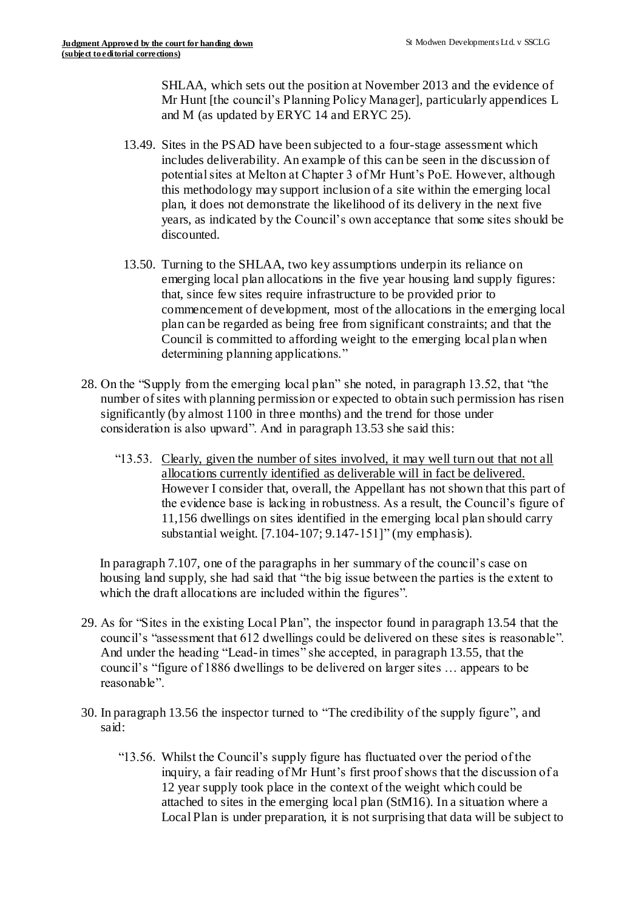SHLAA, which sets out the position at November 2013 and the evidence of Mr Hunt [the council's Planning Policy Manager], particularly appendices L and M (as updated by ERYC 14 and ERYC 25).

> 13.49. Sites in the PSAD have been subjected to a four-stage assessment which includes deliverability. An example of this can be seen in the discussion of potential sites at Melton at Chapter 3 of Mr Hunt's PoE. However, although this methodology may support inclusion of a site within the emerging local plan, it does not demonstrate the likelihood of its delivery in the next five years, as indicated by the Council's own acceptance that some sites should be discounted.
>
> 13.50. Turning to the SHLAA, two key assumptions underpin its reliance on emerging local plan allocations in the five year housing land supply figures: that, since few sites require infrastructure to be provided prior to commencement of development, most of the allocations in the emerging local plan can be regarded as being free from significant constraints; and that the Council is committed to affording weight to the emerging local plan when determining planning applications."

28. On the "Supply from the emerging local plan" she noted, in paragraph 13.52, that "the number of sites with planning permission or expected to obtain such permission has risen significantly (by almost 1100 in three months) and the trend for those under consideration is also upward". And in paragraph 13.53 she said this:

> "13.53. Clearly, given the number of sites involved, it may well turn out that not all allocations currently identified as deliverable will in fact be delivered. However I consider that, overall, the Appellant has not shown that this part of the evidence base is lacking in robustness. As a result, the Council's figure of 11,156 dwellings on sites identified in the emerging local plan should carry substantial weight. [7.104-107; 9.147-151]" (my emphasis).

In paragraph 7.107, one of the paragraphs in her summary of the council's case on housing land supply, she had said that "the big issue between the parties is the extent to which the draft allocations are included within the figures".

29. As for "Sites in the existing Local Plan", the inspector found in paragraph 13.54 that the council's "assessment that 612 dwellings could be delivered on these sites is reasonable". And under the heading "Lead-in times" she accepted, in paragraph 13.55, that the council's "figure of 1886 dwellings to be delivered on larger sites … appears to be reasonable".

30. In paragraph 13.56 the inspector turned to "The credibility of the supply figure", and said:

> "13.56. Whilst the Council's supply figure has fluctuated over the period of the inquiry, a fair reading of Mr Hunt's first proof shows that the discussion of a 12 year supply took place in the context of the weight which could be attached to sites in the emerging local plan (StM16). In a situation where a Local Plan is under preparation, it is not surprising that data will be subject to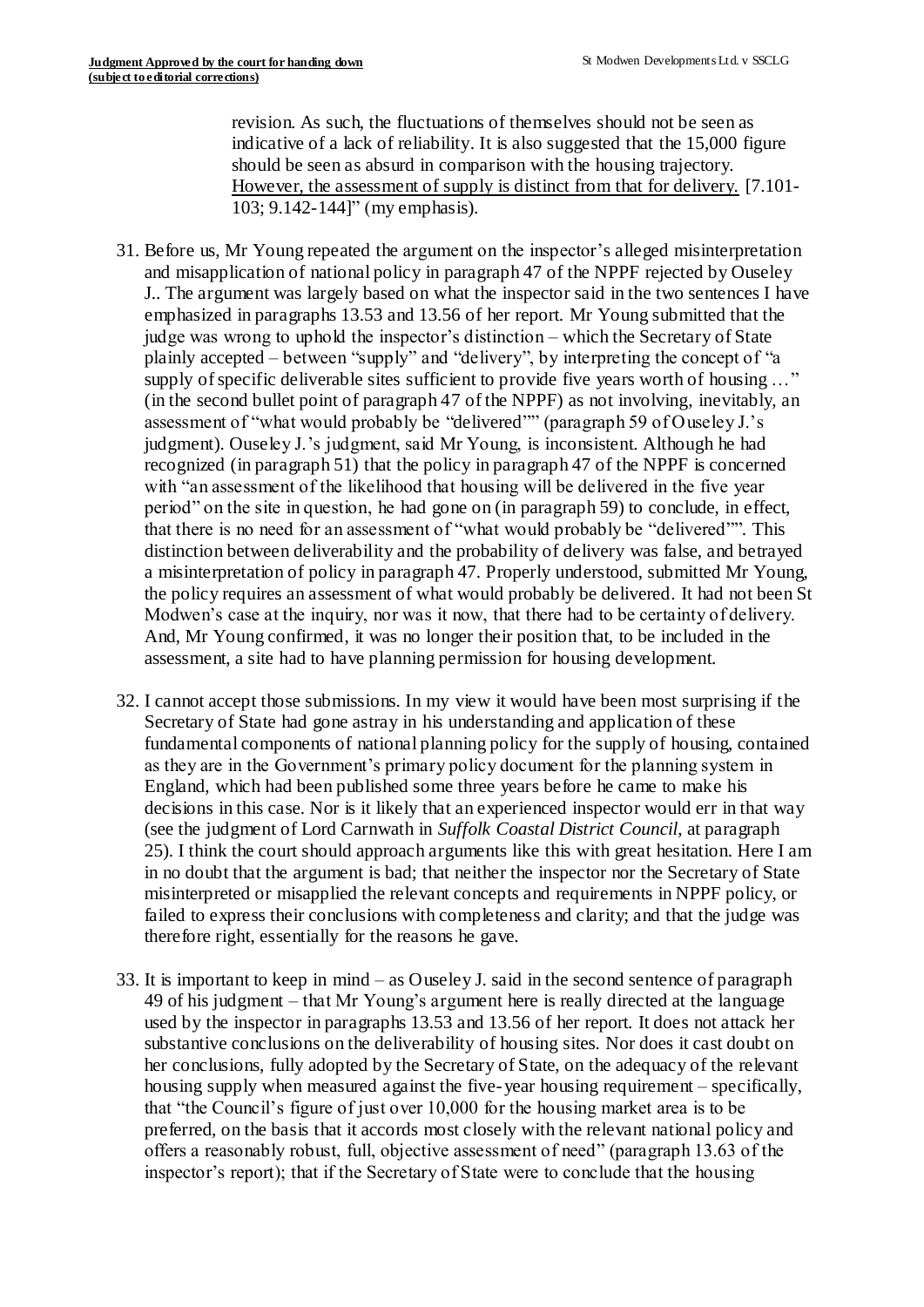revision. As such, the fluctuations of themselves should not be seen as indicative of a lack of reliability. It is also suggested that the 15,000 figure should be seen as absurd in comparison with the housing trajectory. <u>However, the assessment of supply is distinct from that for delivery.</u> [7.101-103; 9.142-144]" (my emphasis).

31. Before us, Mr Young repeated the argument on the inspector's alleged misinterpretation and misapplication of national policy in paragraph 47 of the NPPF rejected by Ouseley J.. The argument was largely based on what the inspector said in the two sentences I have emphasized in paragraphs 13.53 and 13.56 of her report. Mr Young submitted that the judge was wrong to uphold the inspector's distinction – which the Secretary of State plainly accepted – between "supply" and "delivery", by interpreting the concept of "a supply of specific deliverable sites sufficient to provide five years worth of housing …" (in the second bullet point of paragraph 47 of the NPPF) as not involving, inevitably, an assessment of "what would probably be "delivered"" (paragraph 59 of Ouseley J.'s judgment). Ouseley J.'s judgment, said Mr Young, is inconsistent. Although he had recognized (in paragraph 51) that the policy in paragraph 47 of the NPPF is concerned with "an assessment of the likelihood that housing will be delivered in the five year period" on the site in question, he had gone on (in paragraph 59) to conclude, in effect, that there is no need for an assessment of "what would probably be "delivered"". This distinction between deliverability and the probability of delivery was false, and betrayed a misinterpretation of policy in paragraph 47. Properly understood, submitted Mr Young, the policy requires an assessment of what would probably be delivered. It had not been St Modwen's case at the inquiry, nor was it now, that there had to be certainty of delivery. And, Mr Young confirmed, it was no longer their position that, to be included in the assessment, a site had to have planning permission for housing development.

32. I cannot accept those submissions. In my view it would have been most surprising if the Secretary of State had gone astray in his understanding and application of these fundamental components of national planning policy for the supply of housing, contained as they are in the Government's primary policy document for the planning system in England, which had been published some three years before he came to make his decisions in this case. Nor is it likely that an experienced inspector would err in that way (see the judgment of Lord Carnwath in *Suffolk Coastal District Council*, at paragraph 25). I think the court should approach arguments like this with great hesitation. Here I am in no doubt that the argument is bad; that neither the inspector nor the Secretary of State misinterpreted or misapplied the relevant concepts and requirements in NPPF policy, or failed to express their conclusions with completeness and clarity; and that the judge was therefore right, essentially for the reasons he gave.

33. It is important to keep in mind – as Ouseley J. said in the second sentence of paragraph 49 of his judgment – that Mr Young's argument here is really directed at the language used by the inspector in paragraphs 13.53 and 13.56 of her report. It does not attack her substantive conclusions on the deliverability of housing sites. Nor does it cast doubt on her conclusions, fully adopted by the Secretary of State, on the adequacy of the relevant housing supply when measured against the five-year housing requirement – specifically, that "the Council's figure of just over 10,000 for the housing market area is to be preferred, on the basis that it accords most closely with the relevant national policy and offers a reasonably robust, full, objective assessment of need" (paragraph 13.63 of the inspector's report); that if the Secretary of State were to conclude that the housing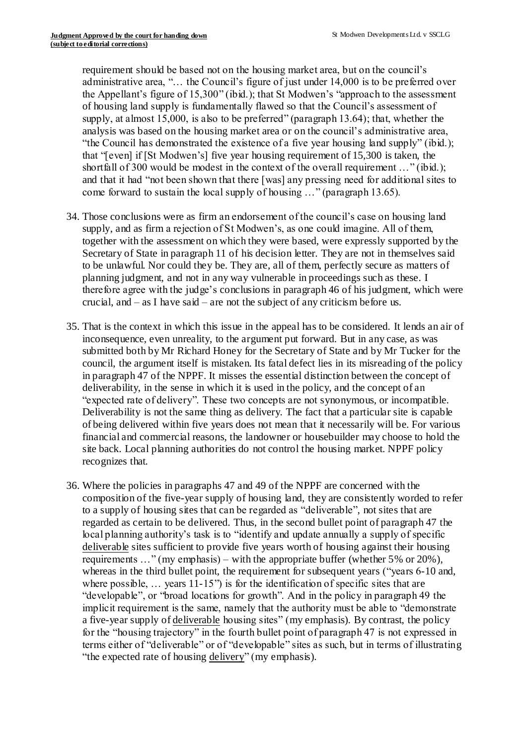requirement should be based not on the housing market area, but on the council's administrative area, "… the Council's figure of just under 14,000 is to be preferred over the Appellant's figure of 15,300" (ibid.); that St Modwen's "approach to the assessment of housing land supply is fundamentally flawed so that the Council's assessment of supply, at almost 15,000, is also to be preferred" (paragraph 13.64); that, whether the analysis was based on the housing market area or on the council's administrative area, "the Council has demonstrated the existence of a five year housing land supply" (ibid.); that "[even] if [St Modwen's] five year housing requirement of 15,300 is taken, the shortfall of 300 would be modest in the context of the overall requirement …" (ibid.); and that it had "not been shown that there [was] any pressing need for additional sites to come forward to sustain the local supply of housing …" (paragraph 13.65).

34. Those conclusions were as firm an endorsement of the council's case on housing land supply, and as firm a rejection of St Modwen's, as one could imagine. All of them, together with the assessment on which they were based, were expressly supported by the Secretary of State in paragraph 11 of his decision letter. They are not in themselves said to be unlawful. Nor could they be. They are, all of them, perfectly secure as matters of planning judgment, and not in any way vulnerable in proceedings such as these. I therefore agree with the judge's conclusions in paragraph 46 of his judgment, which were crucial, and – as I have said – are not the subject of any criticism before us.

35. That is the context in which this issue in the appeal has to be considered. It lends an air of inconsequence, even unreality, to the argument put forward. But in any case, as was submitted both by Mr Richard Honey for the Secretary of State and by Mr Tucker for the council, the argument itself is mistaken. Its fatal defect lies in its misreading of the policy in paragraph 47 of the NPPF. It misses the essential distinction between the concept of deliverability, in the sense in which it is used in the policy, and the concept of an "expected rate of delivery". These two concepts are not synonymous, or incompatible. Deliverability is not the same thing as delivery. The fact that a particular site is capable of being delivered within five years does not mean that it necessarily will be. For various financial and commercial reasons, the landowner or housebuilder may choose to hold the site back. Local planning authorities do not control the housing market. NPPF policy recognizes that.

36. Where the policies in paragraphs 47 and 49 of the NPPF are concerned with the composition of the five-year supply of housing land, they are consistently worded to refer to a supply of housing sites that can be regarded as "deliverable", not sites that are regarded as certain to be delivered. Thus, in the second bullet point of paragraph 47 the local planning authority's task is to "identify and update annually a supply of specific deliverable sites sufficient to provide five years worth of housing against their housing requirements …" (my emphasis) – with the appropriate buffer (whether 5% or 20%), whereas in the third bullet point, the requirement for subsequent years ("years 6-10 and, where possible, … years 11-15") is for the identification of specific sites that are "developable", or "broad locations for growth". And in the policy in paragraph 49 the implicit requirement is the same, namely that the authority must be able to "demonstrate a five-year supply of deliverable housing sites" (my emphasis). By contrast, the policy for the "housing trajectory" in the fourth bullet point of paragraph 47 is not expressed in terms either of "deliverable" or of "developable" sites as such, but in terms of illustrating "the expected rate of housing delivery" (my emphasis).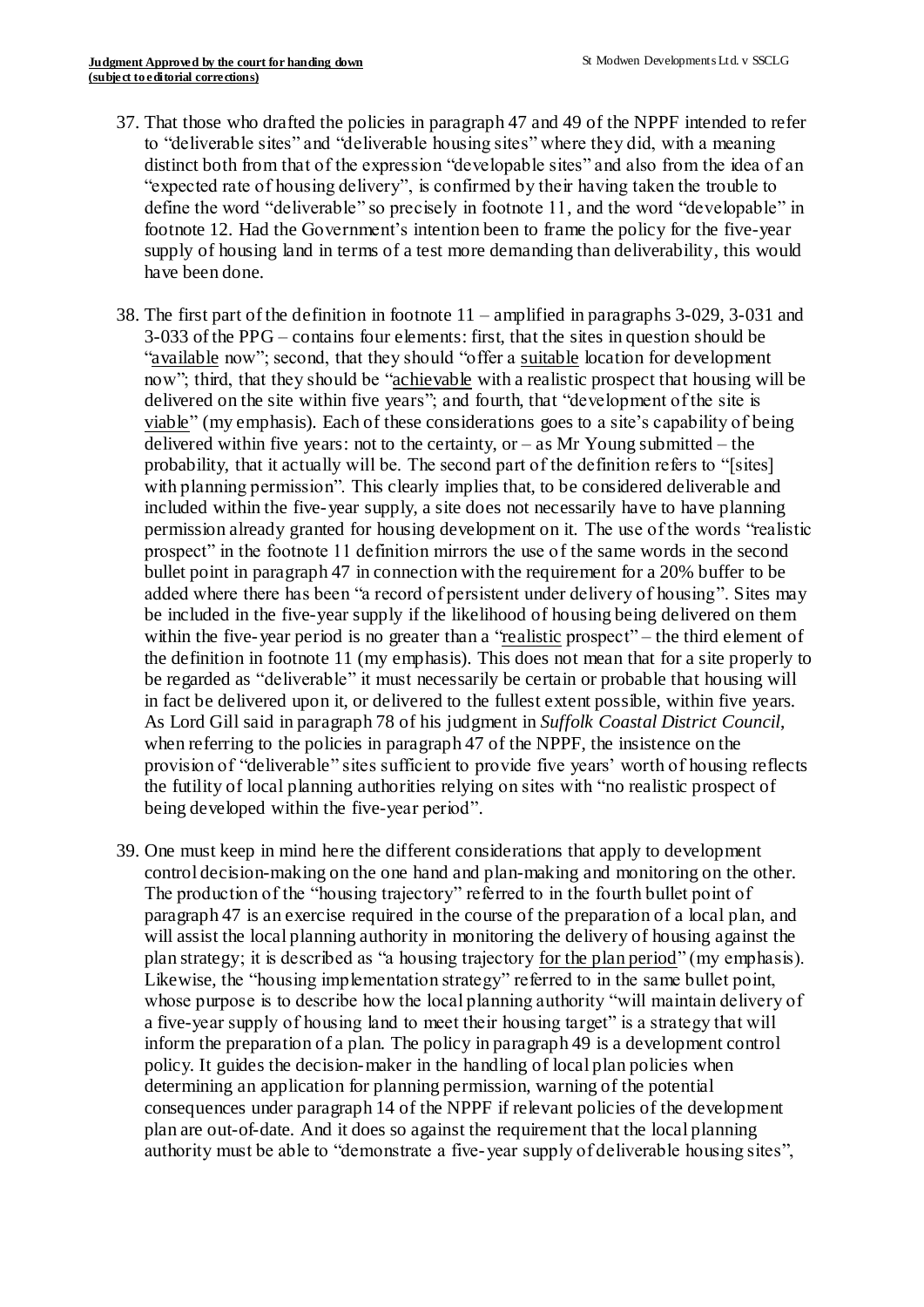37. That those who drafted the policies in paragraph 47 and 49 of the NPPF intended to refer to "deliverable sites" and "deliverable housing sites" where they did, with a meaning distinct both from that of the expression "developable sites" and also from the idea of an "expected rate of housing delivery", is confirmed by their having taken the trouble to define the word "deliverable" so precisely in footnote 11, and the word "developable" in footnote 12. Had the Government's intention been to frame the policy for the five-year supply of housing land in terms of a test more demanding than deliverability, this would have been done.

38. The first part of the definition in footnote 11 – amplified in paragraphs 3-029, 3-031 and 3-033 of the PPG – contains four elements: first, that the sites in question should be "<u>available</u> now"; second, that they should "offer a <u>suitable</u> location for development now"; third, that they should be "<u>achievable</u> with a realistic prospect that housing will be delivered on the site within five years"; and fourth, that "development of the site is <u>viable</u>" (my emphasis). Each of these considerations goes to a site's capability of being delivered within five years: not to the certainty, or – as Mr Young submitted – the probability, that it actually will be. The second part of the definition refers to "[sites] with planning permission". This clearly implies that, to be considered deliverable and included within the five-year supply, a site does not necessarily have to have planning permission already granted for housing development on it. The use of the words "realistic prospect" in the footnote 11 definition mirrors the use of the same words in the second bullet point in paragraph 47 in connection with the requirement for a 20% buffer to be added where there has been "a record of persistent under delivery of housing". Sites may be included in the five-year supply if the likelihood of housing being delivered on them within the five-year period is no greater than a "<u>realistic</u> prospect" – the third element of the definition in footnote 11 (my emphasis). This does not mean that for a site properly to be regarded as "deliverable" it must necessarily be certain or probable that housing will in fact be delivered upon it, or delivered to the fullest extent possible, within five years. As Lord Gill said in paragraph 78 of his judgment in *Suffolk Coastal District Council*, when referring to the policies in paragraph 47 of the NPPF, the insistence on the provision of "deliverable" sites sufficient to provide five years' worth of housing reflects the futility of local planning authorities relying on sites with "no realistic prospect of being developed within the five-year period".

39. One must keep in mind here the different considerations that apply to development control decision-making on the one hand and plan-making and monitoring on the other. The production of the "housing trajectory" referred to in the fourth bullet point of paragraph 47 is an exercise required in the course of the preparation of a local plan, and will assist the local planning authority in monitoring the delivery of housing against the plan strategy; it is described as "a housing trajectory <u>for the plan period</u>" (my emphasis). Likewise, the "housing implementation strategy" referred to in the same bullet point, whose purpose is to describe how the local planning authority "will maintain delivery of a five-year supply of housing land to meet their housing target" is a strategy that will inform the preparation of a plan. The policy in paragraph 49 is a development control policy. It guides the decision-maker in the handling of local plan policies when determining an application for planning permission, warning of the potential consequences under paragraph 14 of the NPPF if relevant policies of the development plan are out-of-date. And it does so against the requirement that the local planning authority must be able to "demonstrate a five-year supply of deliverable housing sites",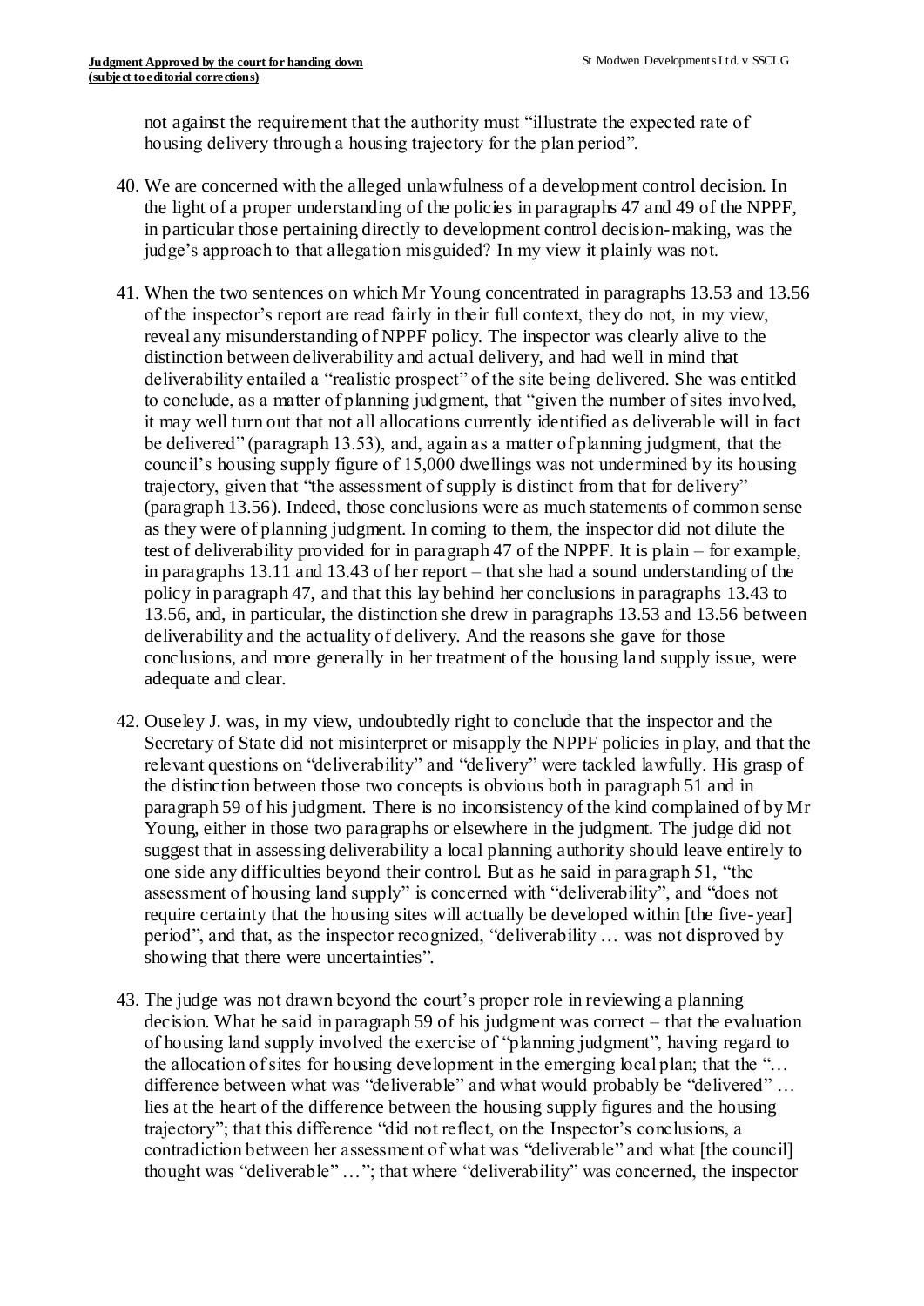not against the requirement that the authority must "illustrate the expected rate of housing delivery through a housing trajectory for the plan period".

40. We are concerned with the alleged unlawfulness of a development control decision. In the light of a proper understanding of the policies in paragraphs 47 and 49 of the NPPF, in particular those pertaining directly to development control decision-making, was the judge's approach to that allegation misguided? In my view it plainly was not.

41. When the two sentences on which Mr Young concentrated in paragraphs 13.53 and 13.56 of the inspector's report are read fairly in their full context, they do not, in my view, reveal any misunderstanding of NPPF policy. The inspector was clearly alive to the distinction between deliverability and actual delivery, and had well in mind that deliverability entailed a "realistic prospect" of the site being delivered. She was entitled to conclude, as a matter of planning judgment, that "given the number of sites involved, it may well turn out that not all allocations currently identified as deliverable will in fact be delivered" (paragraph 13.53), and, again as a matter of planning judgment, that the council's housing supply figure of 15,000 dwellings was not undermined by its housing trajectory, given that "the assessment of supply is distinct from that for delivery" (paragraph 13.56). Indeed, those conclusions were as much statements of common sense as they were of planning judgment. In coming to them, the inspector did not dilute the test of deliverability provided for in paragraph 47 of the NPPF. It is plain – for example, in paragraphs 13.11 and 13.43 of her report – that she had a sound understanding of the policy in paragraph 47, and that this lay behind her conclusions in paragraphs 13.43 to 13.56, and, in particular, the distinction she drew in paragraphs 13.53 and 13.56 between deliverability and the actuality of delivery. And the reasons she gave for those conclusions, and more generally in her treatment of the housing land supply issue, were adequate and clear.

42. Ouseley J. was, in my view, undoubtedly right to conclude that the inspector and the Secretary of State did not misinterpret or misapply the NPPF policies in play, and that the relevant questions on "deliverability" and "delivery" were tackled lawfully. His grasp of the distinction between those two concepts is obvious both in paragraph 51 and in paragraph 59 of his judgment. There is no inconsistency of the kind complained of by Mr Young, either in those two paragraphs or elsewhere in the judgment. The judge did not suggest that in assessing deliverability a local planning authority should leave entirely to one side any difficulties beyond their control. But as he said in paragraph 51, "the assessment of housing land supply" is concerned with "deliverability", and "does not require certainty that the housing sites will actually be developed within [the five-year] period", and that, as the inspector recognized, "deliverability … was not disproved by showing that there were uncertainties".

43. The judge was not drawn beyond the court's proper role in reviewing a planning decision. What he said in paragraph 59 of his judgment was correct – that the evaluation of housing land supply involved the exercise of "planning judgment", having regard to the allocation of sites for housing development in the emerging local plan; that the "… difference between what was "deliverable" and what would probably be "delivered" … lies at the heart of the difference between the housing supply figures and the housing trajectory"; that this difference "did not reflect, on the Inspector's conclusions, a contradiction between her assessment of what was "deliverable" and what [the council] thought was "deliverable" …"; that where "deliverability" was concerned, the inspector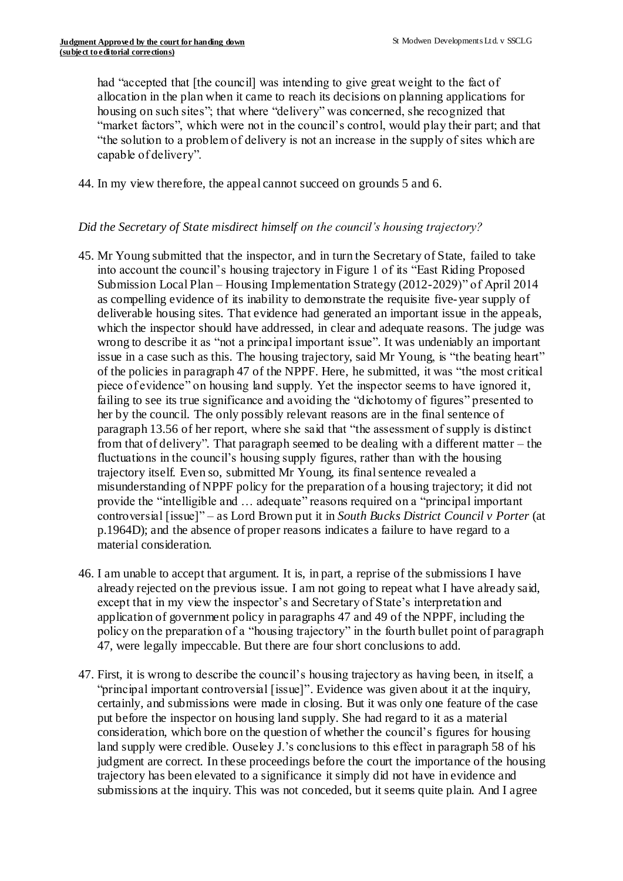had "accepted that [the council] was intending to give great weight to the fact of allocation in the plan when it came to reach its decisions on planning applications for housing on such sites"; that where "delivery" was concerned, she recognized that "market factors", which were not in the council's control, would play their part; and that "the solution to a problem of delivery is not an increase in the supply of sites which are capable of delivery".

44. In my view therefore, the appeal cannot succeed on grounds 5 and 6.

*Did the Secretary of State misdirect himself on the council's housing trajectory?*

45. Mr Young submitted that the inspector, and in turn the Secretary of State, failed to take into account the council's housing trajectory in Figure 1 of its "East Riding Proposed Submission Local Plan – Housing Implementation Strategy (2012-2029)" of April 2014 as compelling evidence of its inability to demonstrate the requisite five-year supply of deliverable housing sites. That evidence had generated an important issue in the appeals, which the inspector should have addressed, in clear and adequate reasons. The judge was wrong to describe it as "not a principal important issue". It was undeniably an important issue in a case such as this. The housing trajectory, said Mr Young, is "the beating heart" of the policies in paragraph 47 of the NPPF. Here, he submitted, it was "the most critical piece of evidence" on housing land supply. Yet the inspector seems to have ignored it, failing to see its true significance and avoiding the "dichotomy of figures" presented to her by the council. The only possibly relevant reasons are in the final sentence of paragraph 13.56 of her report, where she said that "the assessment of supply is distinct from that of delivery". That paragraph seemed to be dealing with a different matter – the fluctuations in the council's housing supply figures, rather than with the housing trajectory itself. Even so, submitted Mr Young, its final sentence revealed a misunderstanding of NPPF policy for the preparation of a housing trajectory; it did not provide the "intelligible and … adequate" reasons required on a "principal important controversial [issue]" – as Lord Brown put it in *South Bucks District Council v Porter* (at p.1964D); and the absence of proper reasons indicates a failure to have regard to a material consideration.

46. I am unable to accept that argument. It is, in part, a reprise of the submissions I have already rejected on the previous issue. I am not going to repeat what I have already said, except that in my view the inspector's and Secretary of State's interpretation and application of government policy in paragraphs 47 and 49 of the NPPF, including the policy on the preparation of a "housing trajectory" in the fourth bullet point of paragraph 47, were legally impeccable. But there are four short conclusions to add.

47. First, it is wrong to describe the council's housing trajectory as having been, in itself, a "principal important controversial [issue]". Evidence was given about it at the inquiry, certainly, and submissions were made in closing. But it was only one feature of the case put before the inspector on housing land supply. She had regard to it as a material consideration, which bore on the question of whether the council's figures for housing land supply were credible. Ouseley J.'s conclusions to this effect in paragraph 58 of his judgment are correct. In these proceedings before the court the importance of the housing trajectory has been elevated to a significance it simply did not have in evidence and submissions at the inquiry. This was not conceded, but it seems quite plain. And I agree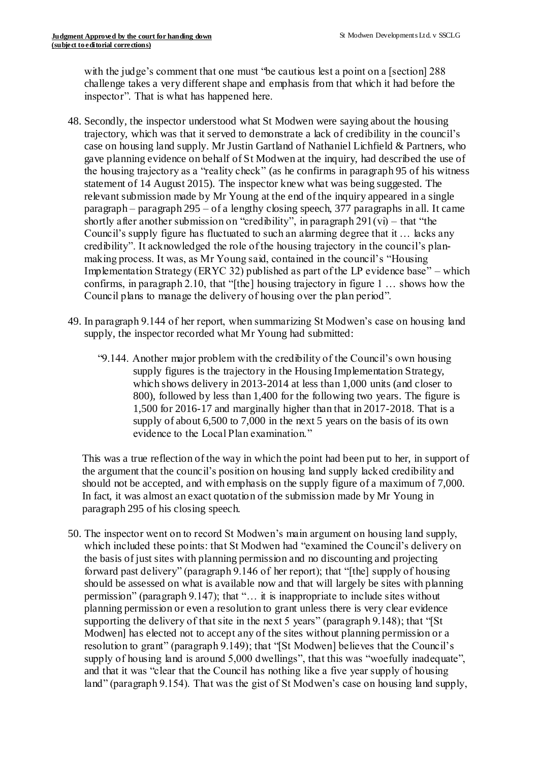with the judge's comment that one must "be cautious lest a point on a [section] 288 challenge takes a very different shape and emphasis from that which it had before the inspector". That is what has happened here.

48. Secondly, the inspector understood what St Modwen were saying about the housing trajectory, which was that it served to demonstrate a lack of credibility in the council's case on housing land supply. Mr Justin Gartland of Nathaniel Lichfield & Partners, who gave planning evidence on behalf of St Modwen at the inquiry, had described the use of the housing trajectory as a "reality check" (as he confirms in paragraph 95 of his witness statement of 14 August 2015). The inspector knew what was being suggested. The relevant submission made by Mr Young at the end of the inquiry appeared in a single paragraph – paragraph 295 – of a lengthy closing speech, 377 paragraphs in all. It came shortly after another submission on "credibility", in paragraph 291(vi) – that "the Council's supply figure has fluctuated to such an alarming degree that it … lacks any credibility". It acknowledged the role of the housing trajectory in the council's plan-making process. It was, as Mr Young said, contained in the council's "Housing Implementation Strategy (ERYC 32) published as part of the LP evidence base" – which confirms, in paragraph 2.10, that "[the] housing trajectory in figure 1 … shows how the Council plans to manage the delivery of housing over the plan period".

49. In paragraph 9.144 of her report, when summarizing St Modwen's case on housing land supply, the inspector recorded what Mr Young had submitted:

   > "9.144. Another major problem with the credibility of the Council's own housing supply figures is the trajectory in the Housing Implementation Strategy, which shows delivery in 2013-2014 at less than 1,000 units (and closer to 800), followed by less than 1,400 for the following two years. The figure is 1,500 for 2016-17 and marginally higher than that in 2017-2018. That is a supply of about 6,500 to 7,000 in the next 5 years on the basis of its own evidence to the Local Plan examination."

   This was a true reflection of the way in which the point had been put to her, in support of the argument that the council's position on housing land supply lacked credibility and should not be accepted, and with emphasis on the supply figure of a maximum of 7,000. In fact, it was almost an exact quotation of the submission made by Mr Young in paragraph 295 of his closing speech.

50. The inspector went on to record St Modwen's main argument on housing land supply, which included these points: that St Modwen had "examined the Council's delivery on the basis of just sites with planning permission and no discounting and projecting forward past delivery" (paragraph 9.146 of her report); that "[the] supply of housing should be assessed on what is available now and that will largely be sites with planning permission" (paragraph 9.147); that "… it is inappropriate to include sites without planning permission or even a resolution to grant unless there is very clear evidence supporting the delivery of that site in the next 5 years" (paragraph 9.148); that "[St Modwen] has elected not to accept any of the sites without planning permission or a resolution to grant" (paragraph 9.149); that "[St Modwen] believes that the Council's supply of housing land is around 5,000 dwellings", that this was "woefully inadequate", and that it was "clear that the Council has nothing like a five year supply of housing land" (paragraph 9.154). That was the gist of St Modwen's case on housing land supply,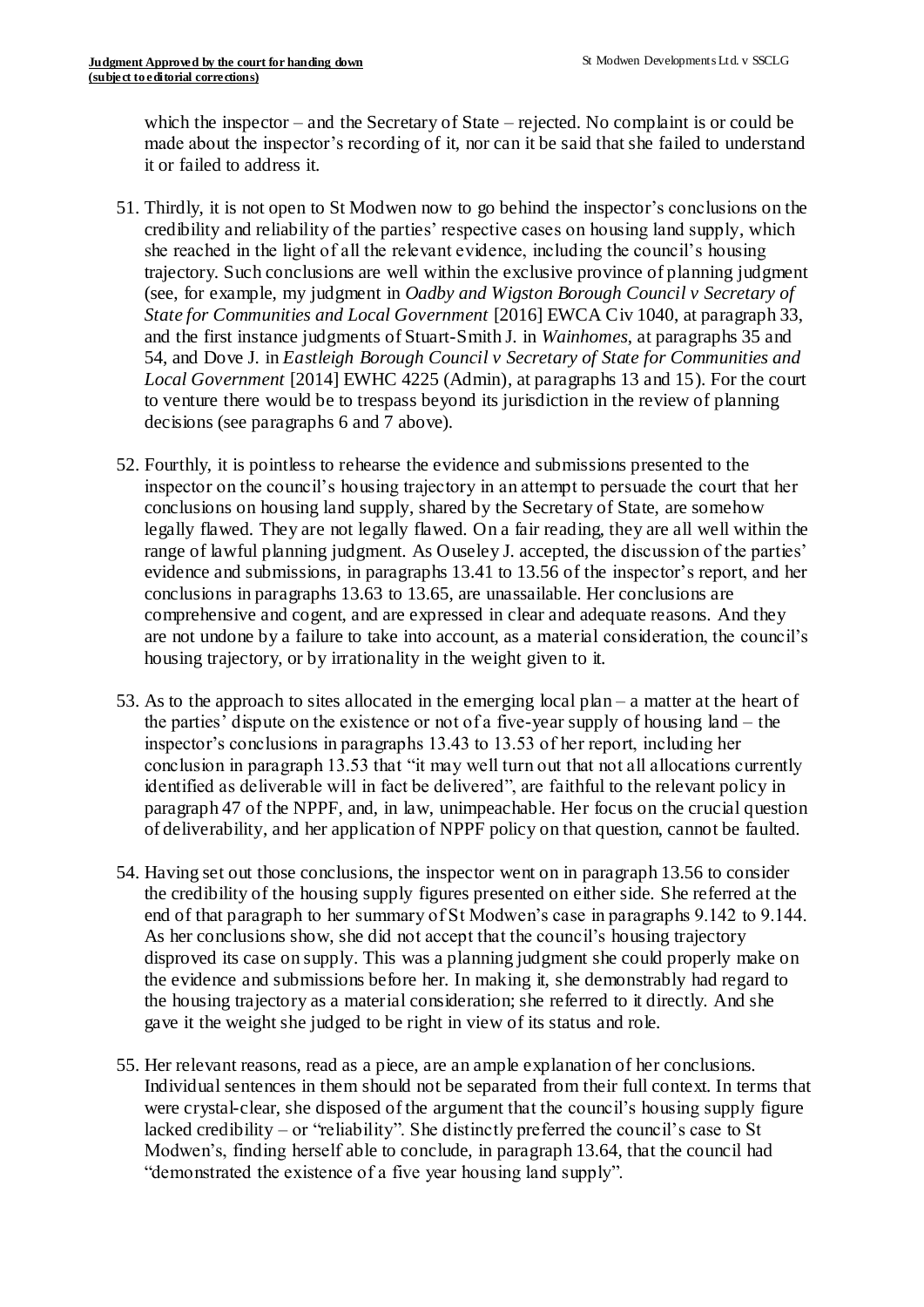which the inspector – and the Secretary of State – rejected. No complaint is or could be made about the inspector's recording of it, nor can it be said that she failed to understand it or failed to address it.

51. Thirdly, it is not open to St Modwen now to go behind the inspector's conclusions on the credibility and reliability of the parties' respective cases on housing land supply, which she reached in the light of all the relevant evidence, including the council's housing trajectory. Such conclusions are well within the exclusive province of planning judgment (see, for example, my judgment in *Oadby and Wigston Borough Council v Secretary of State for Communities and Local Government* [2016] EWCA Civ 1040, at paragraph 33, and the first instance judgments of Stuart-Smith J. in *Wainhomes*, at paragraphs 35 and 54, and Dove J. in *Eastleigh Borough Council v Secretary of State for Communities and Local Government* [2014] EWHC 4225 (Admin), at paragraphs 13 and 15). For the court to venture there would be to trespass beyond its jurisdiction in the review of planning decisions (see paragraphs 6 and 7 above).

52. Fourthly, it is pointless to rehearse the evidence and submissions presented to the inspector on the council's housing trajectory in an attempt to persuade the court that her conclusions on housing land supply, shared by the Secretary of State, are somehow legally flawed. They are not legally flawed. On a fair reading, they are all well within the range of lawful planning judgment. As Ouseley J. accepted, the discussion of the parties' evidence and submissions, in paragraphs 13.41 to 13.56 of the inspector's report, and her conclusions in paragraphs 13.63 to 13.65, are unassailable. Her conclusions are comprehensive and cogent, and are expressed in clear and adequate reasons. And they are not undone by a failure to take into account, as a material consideration, the council's housing trajectory, or by irrationality in the weight given to it.

53. As to the approach to sites allocated in the emerging local plan – a matter at the heart of the parties' dispute on the existence or not of a five-year supply of housing land – the inspector's conclusions in paragraphs 13.43 to 13.53 of her report, including her conclusion in paragraph 13.53 that "it may well turn out that not all allocations currently identified as deliverable will in fact be delivered", are faithful to the relevant policy in paragraph 47 of the NPPF, and, in law, unimpeachable. Her focus on the crucial question of deliverability, and her application of NPPF policy on that question, cannot be faulted.

54. Having set out those conclusions, the inspector went on in paragraph 13.56 to consider the credibility of the housing supply figures presented on either side. She referred at the end of that paragraph to her summary of St Modwen's case in paragraphs 9.142 to 9.144. As her conclusions show, she did not accept that the council's housing trajectory disproved its case on supply. This was a planning judgment she could properly make on the evidence and submissions before her. In making it, she demonstrably had regard to the housing trajectory as a material consideration; she referred to it directly. And she gave it the weight she judged to be right in view of its status and role.

55. Her relevant reasons, read as a piece, are an ample explanation of her conclusions. Individual sentences in them should not be separated from their full context. In terms that were crystal-clear, she disposed of the argument that the council's housing supply figure lacked credibility – or "reliability". She distinctly preferred the council's case to St Modwen's, finding herself able to conclude, in paragraph 13.64, that the council had "demonstrated the existence of a five year housing land supply".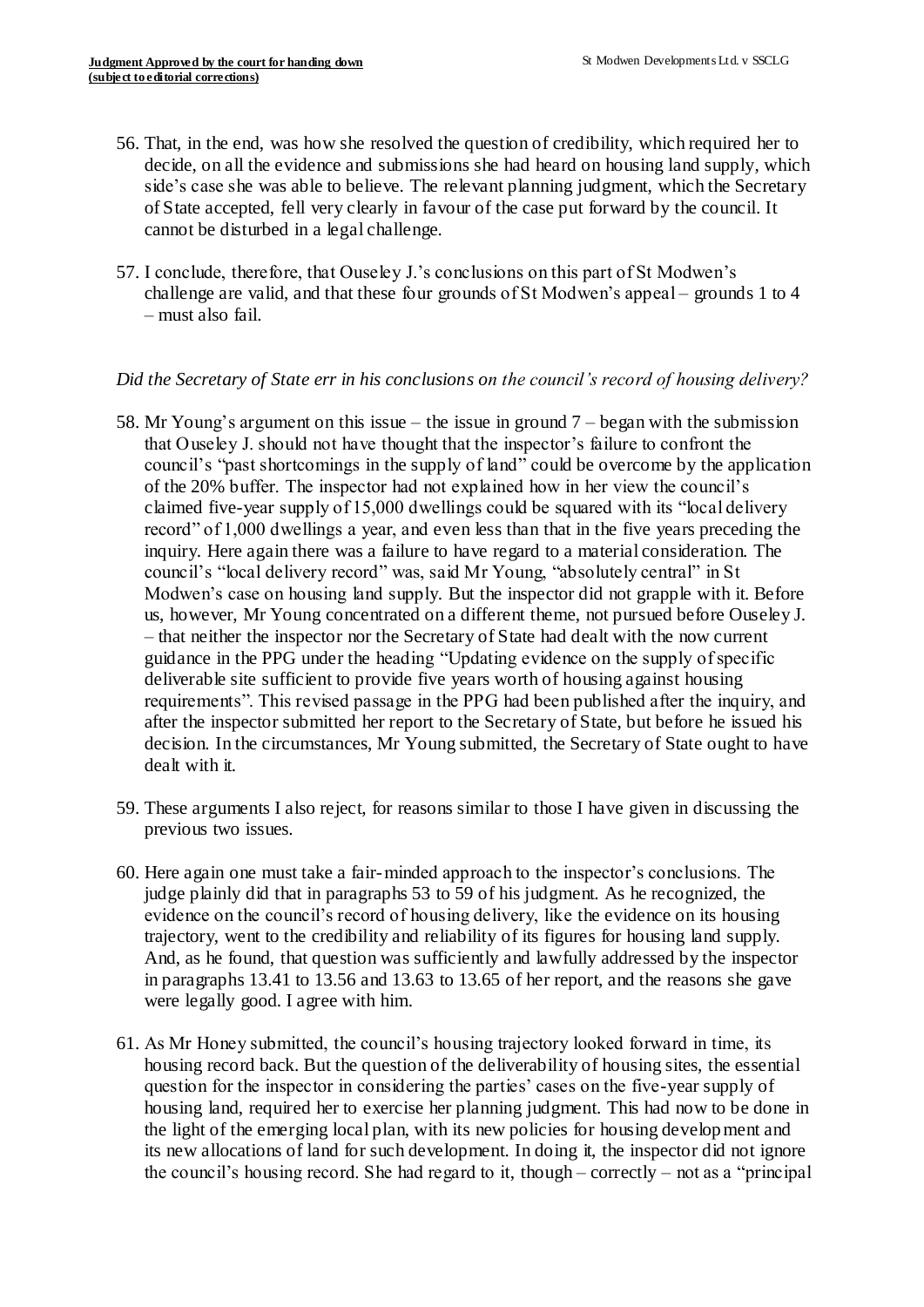56. That, in the end, was how she resolved the question of credibility, which required her to decide, on all the evidence and submissions she had heard on housing land supply, which side's case she was able to believe. The relevant planning judgment, which the Secretary of State accepted, fell very clearly in favour of the case put forward by the council. It cannot be disturbed in a legal challenge.

57. I conclude, therefore, that Ouseley J.'s conclusions on this part of St Modwen's challenge are valid, and that these four grounds of St Modwen's appeal – grounds 1 to 4 – must also fail.

*Did the Secretary of State err in his conclusions on the council's record of housing delivery?*

58. Mr Young's argument on this issue – the issue in ground 7 – began with the submission that Ouseley J. should not have thought that the inspector's failure to confront the council's "past shortcomings in the supply of land" could be overcome by the application of the 20% buffer. The inspector had not explained how in her view the council's claimed five-year supply of 15,000 dwellings could be squared with its "local delivery record" of 1,000 dwellings a year, and even less than that in the five years preceding the inquiry. Here again there was a failure to have regard to a material consideration. The council's "local delivery record" was, said Mr Young, "absolutely central" in St Modwen's case on housing land supply. But the inspector did not grapple with it. Before us, however, Mr Young concentrated on a different theme, not pursued before Ouseley J. – that neither the inspector nor the Secretary of State had dealt with the now current guidance in the PPG under the heading "Updating evidence on the supply of specific deliverable site sufficient to provide five years worth of housing against housing requirements". This revised passage in the PPG had been published after the inquiry, and after the inspector submitted her report to the Secretary of State, but before he issued his decision. In the circumstances, Mr Young submitted, the Secretary of State ought to have dealt with it.

59. These arguments I also reject, for reasons similar to those I have given in discussing the previous two issues.

60. Here again one must take a fair-minded approach to the inspector's conclusions. The judge plainly did that in paragraphs 53 to 59 of his judgment. As he recognized, the evidence on the council's record of housing delivery, like the evidence on its housing trajectory, went to the credibility and reliability of its figures for housing land supply. And, as he found, that question was sufficiently and lawfully addressed by the inspector in paragraphs 13.41 to 13.56 and 13.63 to 13.65 of her report, and the reasons she gave were legally good. I agree with him.

61. As Mr Honey submitted, the council's housing trajectory looked forward in time, its housing record back. But the question of the deliverability of housing sites, the essential question for the inspector in considering the parties' cases on the five-year supply of housing land, required her to exercise her planning judgment. This had now to be done in the light of the emerging local plan, with its new policies for housing development and its new allocations of land for such development. In doing it, the inspector did not ignore the council's housing record. She had regard to it, though – correctly – not as a "principal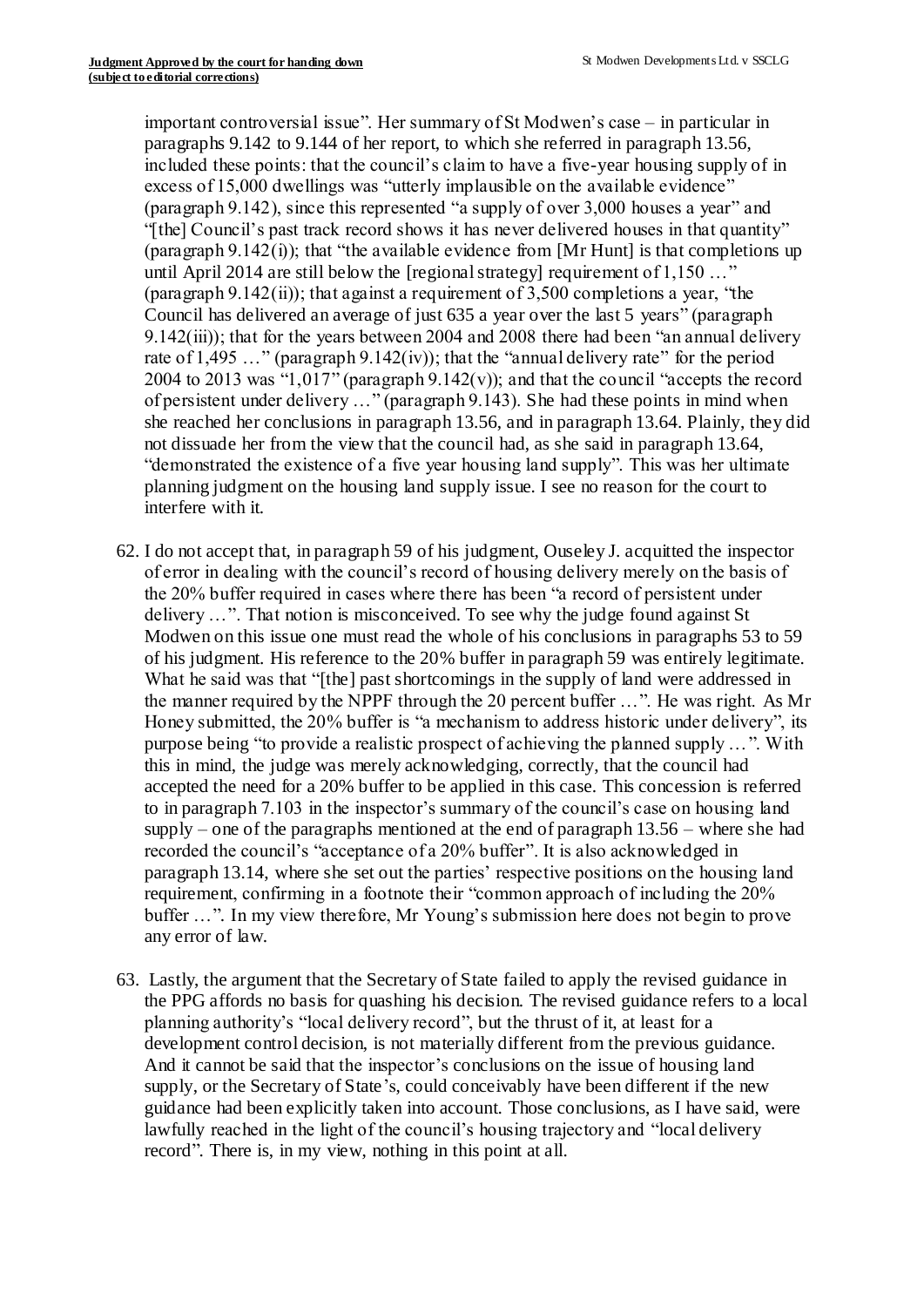important controversial issue". Her summary of St Modwen's case – in particular in paragraphs 9.142 to 9.144 of her report, to which she referred in paragraph 13.56, included these points: that the council's claim to have a five-year housing supply of in excess of 15,000 dwellings was "utterly implausible on the available evidence" (paragraph 9.142), since this represented "a supply of over 3,000 houses a year" and "[the] Council's past track record shows it has never delivered houses in that quantity" (paragraph 9.142(i)); that "the available evidence from [Mr Hunt] is that completions up until April 2014 are still below the [regional strategy] requirement of 1,150 …" (paragraph 9.142(ii)); that against a requirement of 3,500 completions a year, "the Council has delivered an average of just 635 a year over the last 5 years" (paragraph 9.142(iii)); that for the years between 2004 and 2008 there had been "an annual delivery rate of 1,495 …" (paragraph 9.142(iv)); that the "annual delivery rate" for the period 2004 to 2013 was "1,017" (paragraph 9.142(v)); and that the council "accepts the record of persistent under delivery …" (paragraph 9.143). She had these points in mind when she reached her conclusions in paragraph 13.56, and in paragraph 13.64. Plainly, they did not dissuade her from the view that the council had, as she said in paragraph 13.64, "demonstrated the existence of a five year housing land supply". This was her ultimate planning judgment on the housing land supply issue. I see no reason for the court to interfere with it.

62. I do not accept that, in paragraph 59 of his judgment, Ouseley J. acquitted the inspector of error in dealing with the council's record of housing delivery merely on the basis of the 20% buffer required in cases where there has been "a record of persistent under delivery …". That notion is misconceived. To see why the judge found against St Modwen on this issue one must read the whole of his conclusions in paragraphs 53 to 59 of his judgment. His reference to the 20% buffer in paragraph 59 was entirely legitimate. What he said was that "[the] past shortcomings in the supply of land were addressed in the manner required by the NPPF through the 20 percent buffer …". He was right. As Mr Honey submitted, the 20% buffer is "a mechanism to address historic under delivery", its purpose being "to provide a realistic prospect of achieving the planned supply …". With this in mind, the judge was merely acknowledging, correctly, that the council had accepted the need for a 20% buffer to be applied in this case. This concession is referred to in paragraph 7.103 in the inspector's summary of the council's case on housing land supply – one of the paragraphs mentioned at the end of paragraph 13.56 – where she had recorded the council's "acceptance of a 20% buffer". It is also acknowledged in paragraph 13.14, where she set out the parties' respective positions on the housing land requirement, confirming in a footnote their "common approach of including the 20% buffer …". In my view therefore, Mr Young's submission here does not begin to prove any error of law.

63. Lastly, the argument that the Secretary of State failed to apply the revised guidance in the PPG affords no basis for quashing his decision. The revised guidance refers to a local planning authority's "local delivery record", but the thrust of it, at least for a development control decision, is not materially different from the previous guidance. And it cannot be said that the inspector's conclusions on the issue of housing land supply, or the Secretary of State's, could conceivably have been different if the new guidance had been explicitly taken into account. Those conclusions, as I have said, were lawfully reached in the light of the council's housing trajectory and "local delivery record". There is, in my view, nothing in this point at all.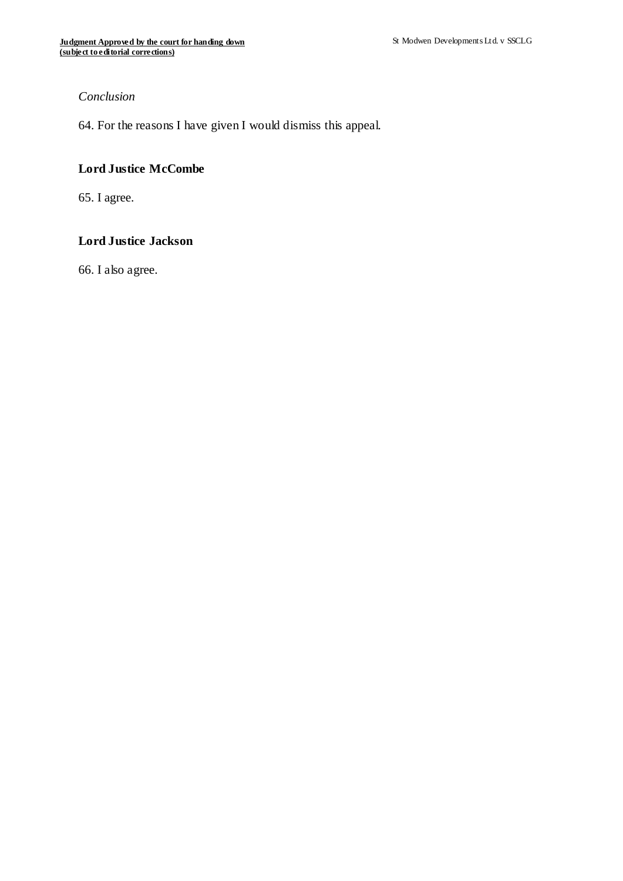*Conclusion*

64. For the reasons I have given I would dismiss this appeal.

**Lord Justice McCombe**

65. I agree.

**Lord Justice Jackson**

66. I also agree.